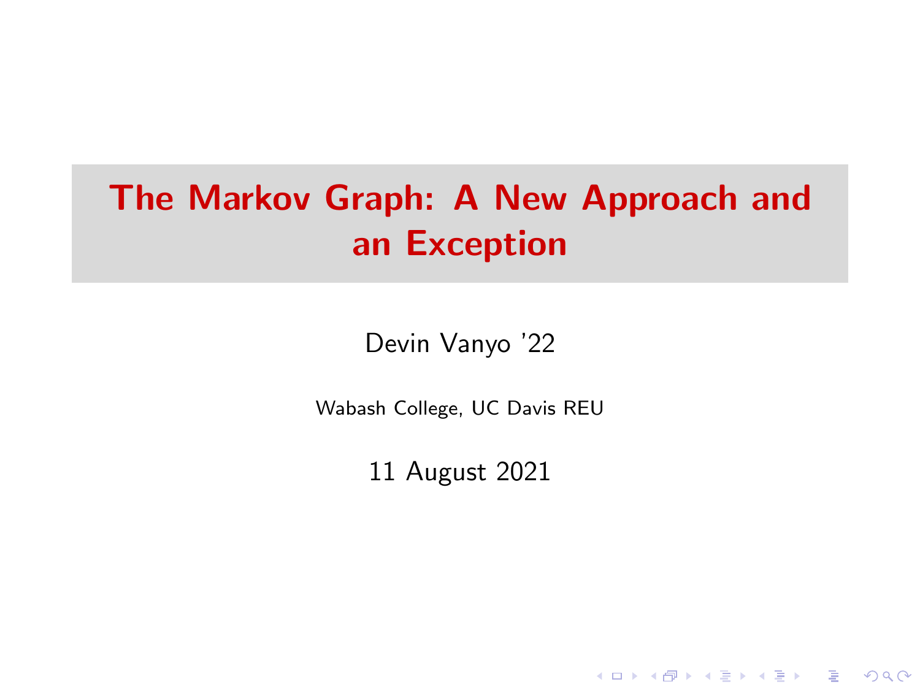# The Markov Graph: A New Approach and an Exception

Devin Vanyo '22

Wabash College, UC Davis REU

11 August 2021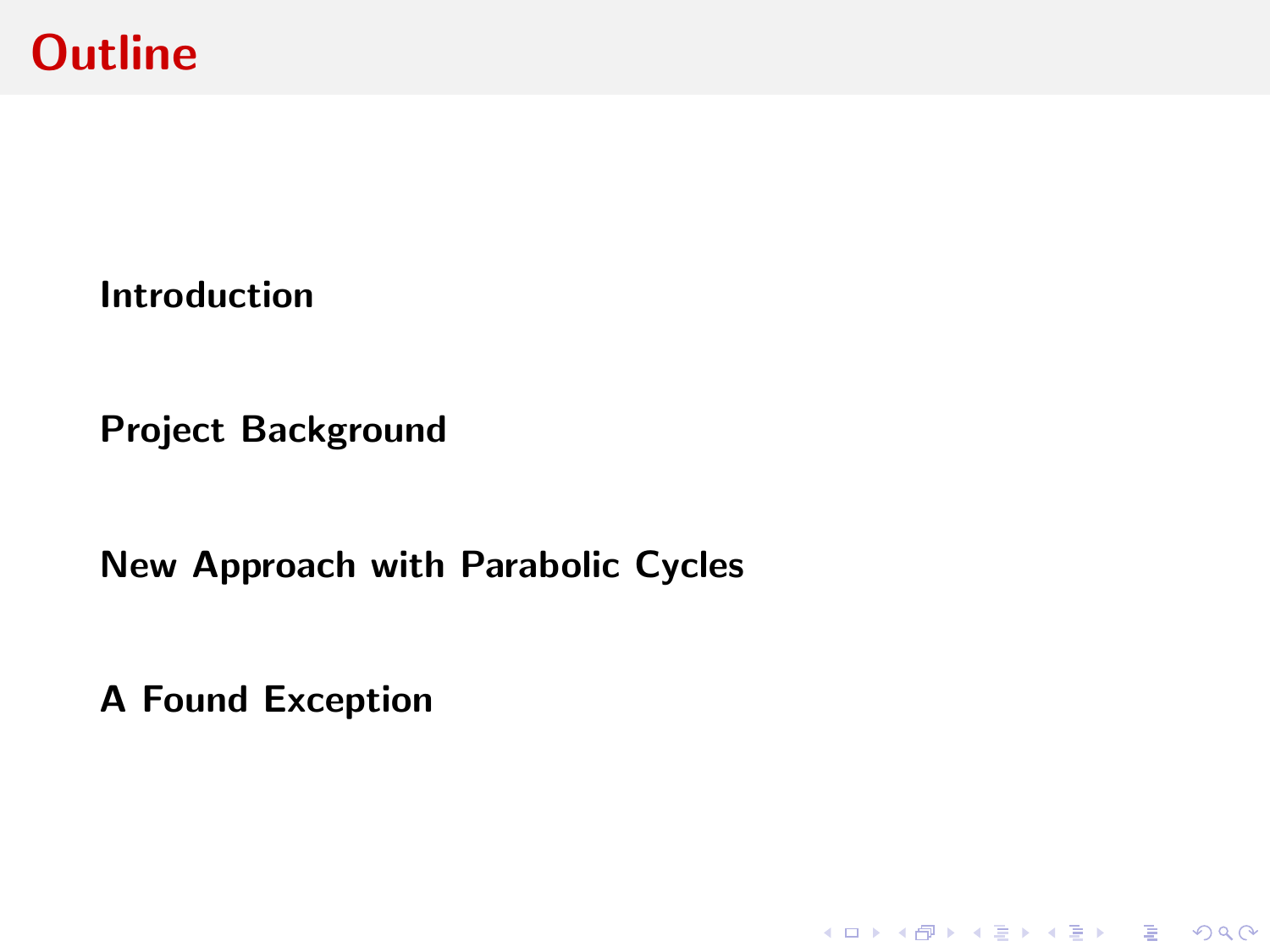# Outline

**Introduction**

**Project Background**

**New Approach with Parabolic Cycles**

**A Found Exception**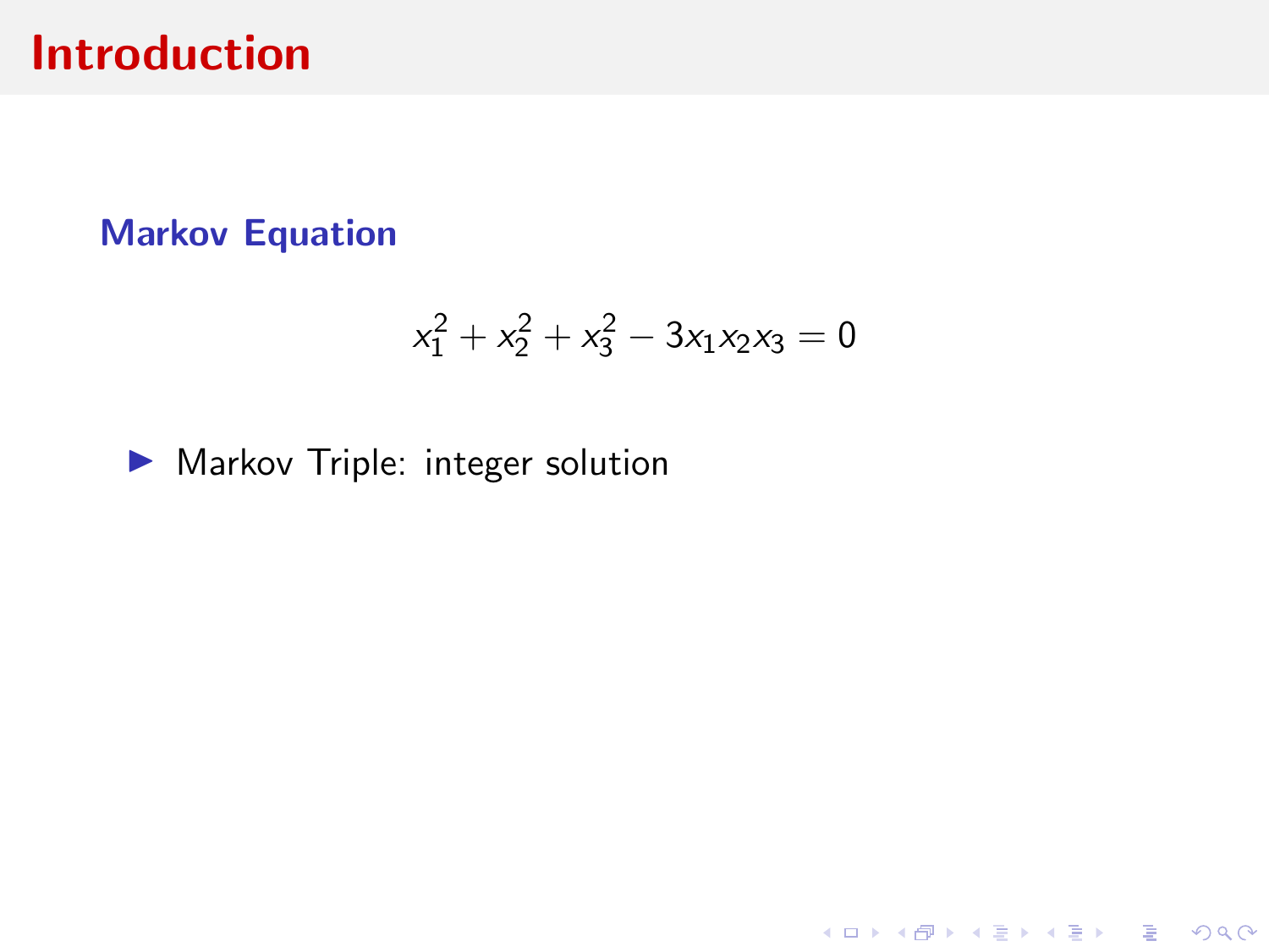# Introduction

### Markov Equation

$$x_1^2 + x_2^2 + x_3^2 - 3x_1x_2x_3 = 0$$

- Markov Triple: integer solution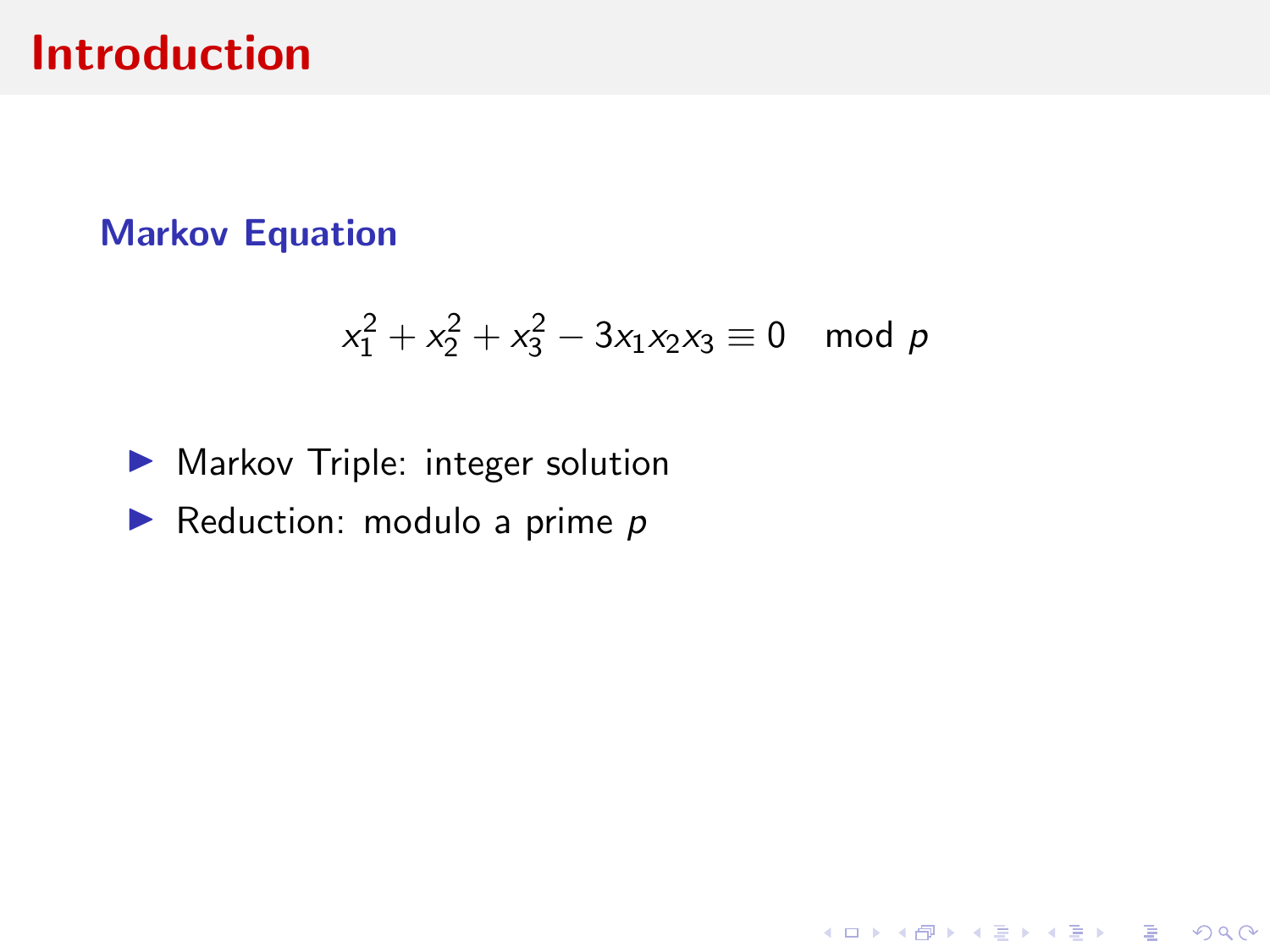# Introduction

### Markov Equation

$$x_1^2 + x_2^2 + x_3^2 - 3x_1x_2x_3 \equiv 0 \mod p$$

- Markov Triple: integer solution
- Reduction: modulo a prime $p$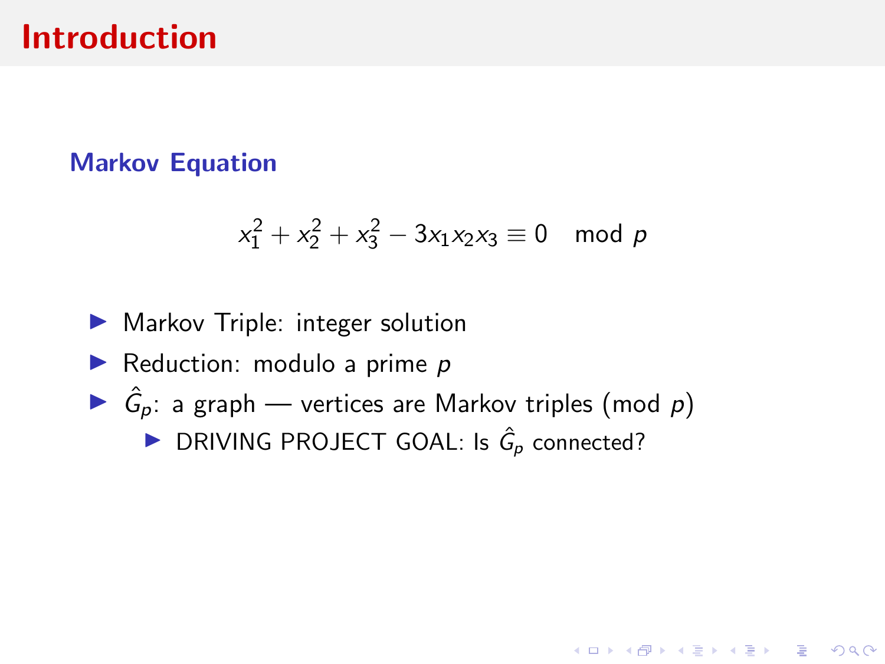# Introduction

### Markov Equation

$$x_1^2 + x_2^2 + x_3^2 - 3x_1x_2x_3 \equiv 0 \mod p$$

- Markov Triple: integer solution
- Reduction: modulo a prime $p$
- $\hat{G}_p$: a graph — vertices are Markov triples (mod $p$)
  - DRIVING PROJECT GOAL: Is $\hat{G}_p$ connected?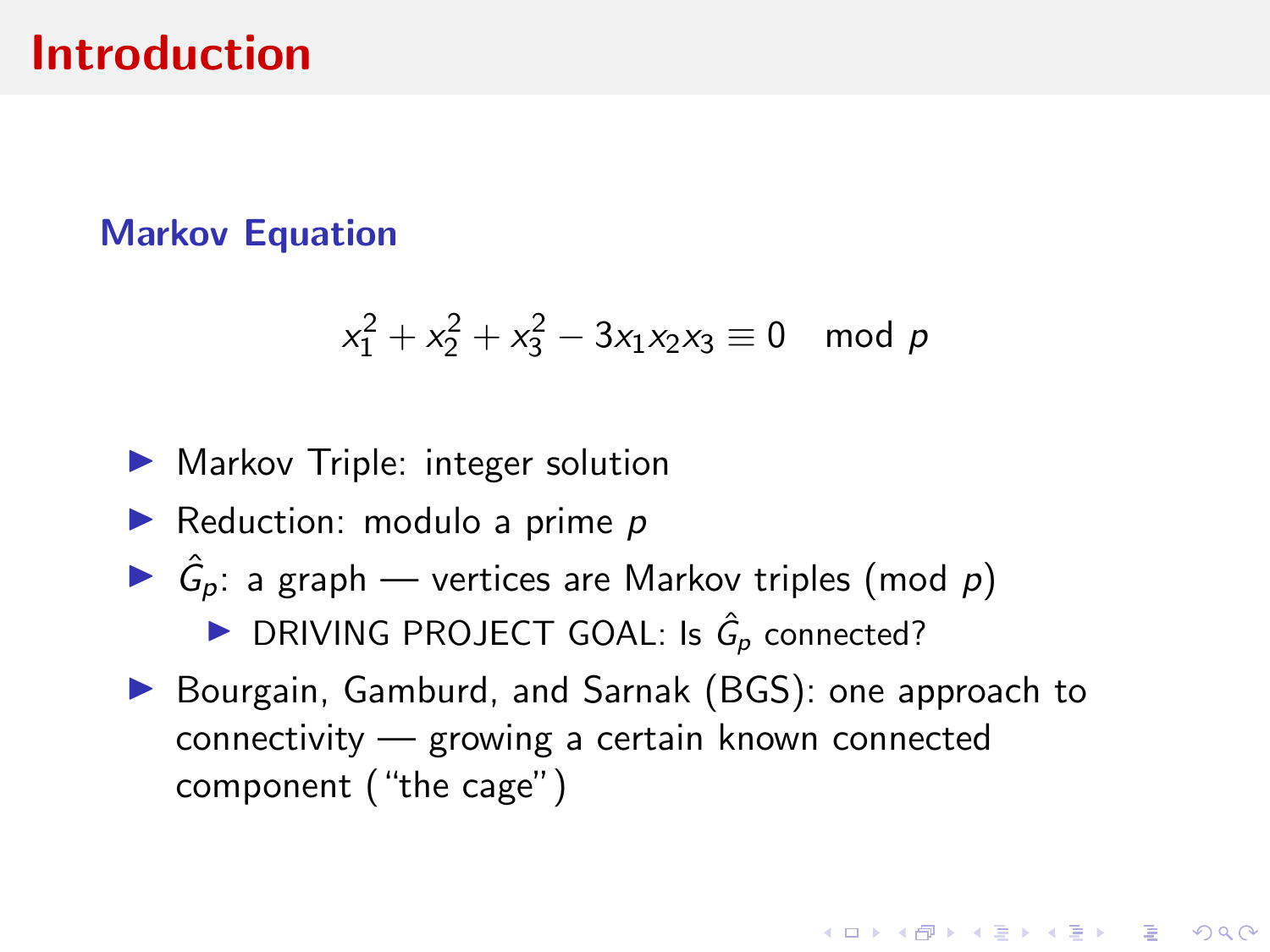# Introduction

## Markov Equation

$$x_1^2 + x_2^2 + x_3^2 - 3x_1x_2x_3 \equiv 0 \mod p$$

- Markov Triple: integer solution
- Reduction: modulo a prime $p$
- $\hat{G}_p$: a graph — vertices are Markov triples (mod $p$)
  - DRIVING PROJECT GOAL: Is $\hat{G}_p$ connected?
- Bourgain, Gamburd, and Sarnak (BGS): one approach to connectivity — growing a certain known connected component ("the cage")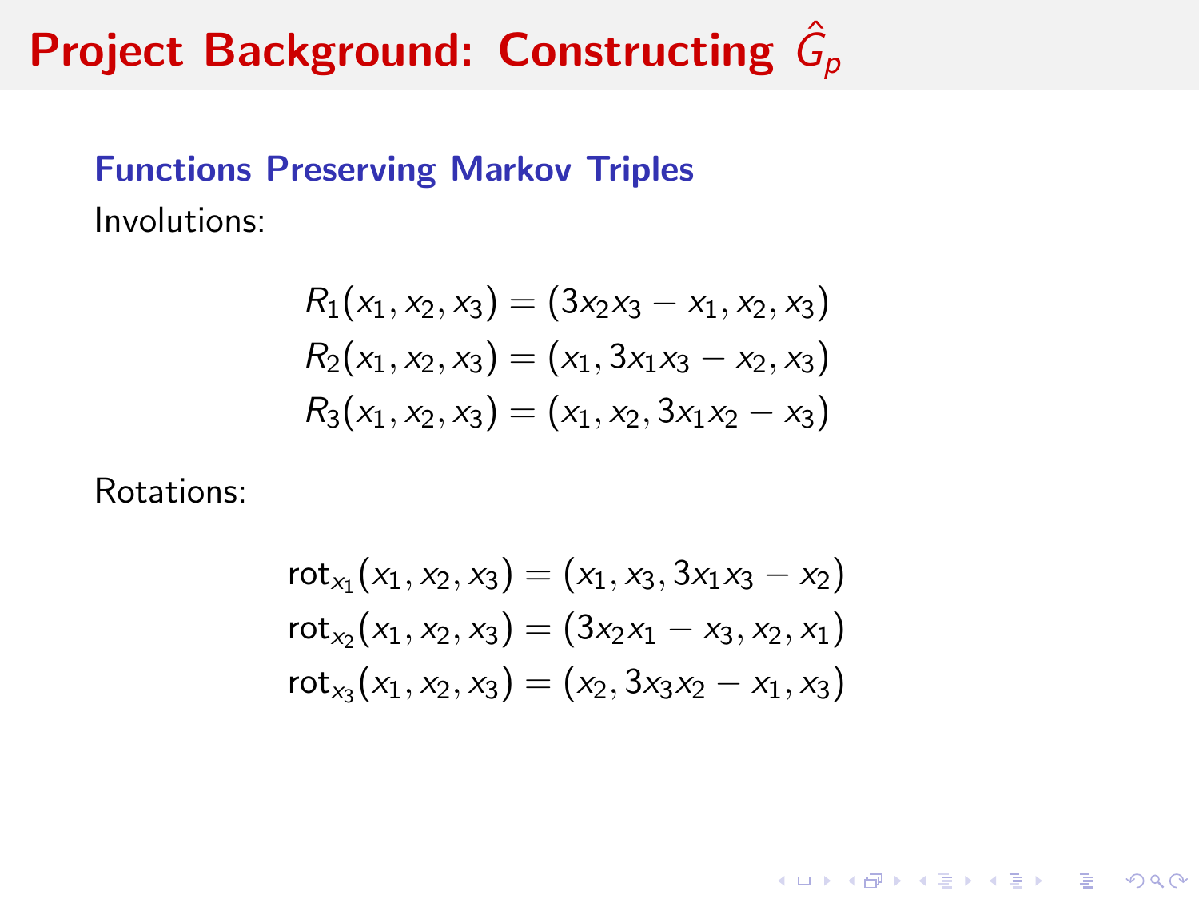# Project Background: Constructing $\hat{G}_p$

### Functions Preserving Markov Triples

Involutions:

$$
\begin{aligned}
R_1(x_1, x_2, x_3) &= (3x_2x_3 - x_1, x_2, x_3) \\
R_2(x_1, x_2, x_3) &= (x_1, 3x_1x_3 - x_2, x_3) \\
R_3(x_1, x_2, x_3) &= (x_1, x_2, 3x_1x_2 - x_3)
\end{aligned}
$$

Rotations:

$$
\begin{aligned}
\mathrm{rot}_{x_1}(x_1, x_2, x_3) &= (x_1, x_3, 3x_1x_3 - x_2) \\
\mathrm{rot}_{x_2}(x_1, x_2, x_3) &= (3x_2x_1 - x_3, x_2, x_1) \\
\mathrm{rot}_{x_3}(x_1, x_2, x_3) &= (x_2, 3x_3x_2 - x_1, x_3)
\end{aligned}
$$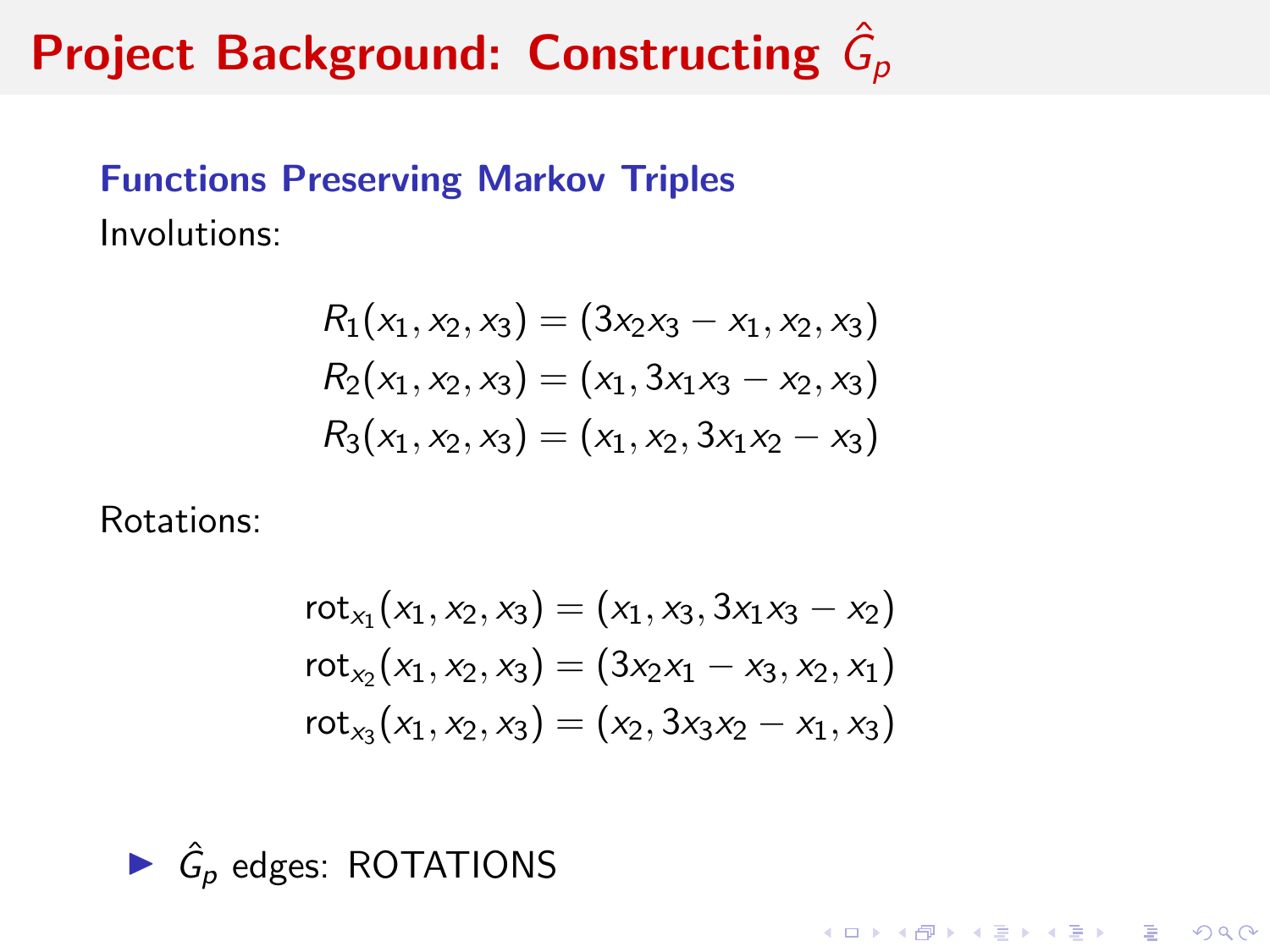# Project Background: Constructing $\hat{G}_p$

## Functions Preserving Markov Triples

Involutions:

$$
\begin{aligned}
R_1(x_1, x_2, x_3) &= (3x_2x_3 - x_1, x_2, x_3) \\
R_2(x_1, x_2, x_3) &= (x_1, 3x_1x_3 - x_2, x_3) \\
R_3(x_1, x_2, x_3) &= (x_1, x_2, 3x_1x_2 - x_3)
\end{aligned}
$$

Rotations:

$$
\begin{aligned}
\text{rot}_{x_1}(x_1, x_2, x_3) &= (x_1, x_3, 3x_1x_3 - x_2) \\
\text{rot}_{x_2}(x_1, x_2, x_3) &= (3x_2x_1 - x_3, x_2, x_1) \\
\text{rot}_{x_3}(x_1, x_2, x_3) &= (x_2, 3x_3x_2 - x_1, x_3)
\end{aligned}
$$

- $\hat{G}_p$ edges: ROTATIONS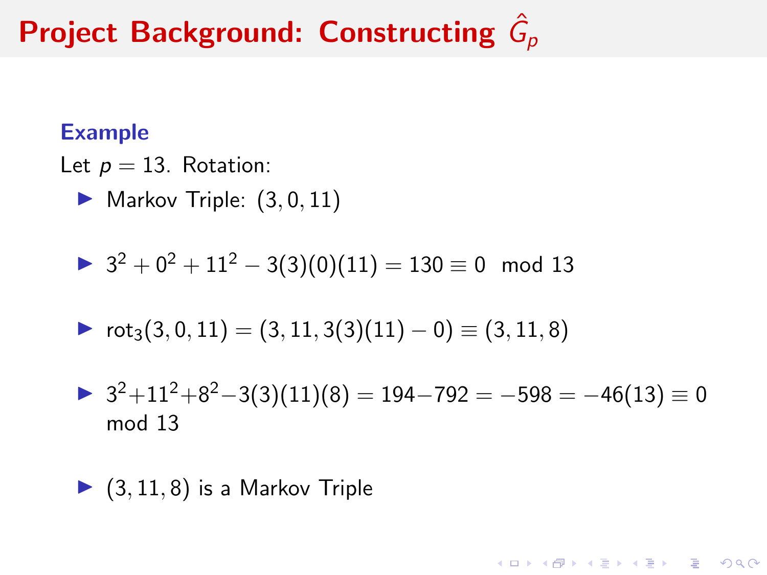# Project Background: Constructing $\hat{G}_p$

**Example**

Let $p = 13$. Rotation:

- Markov Triple: $(3, 0, 11)$
- $3^2 + 0^2 + 11^2 - 3(3)(0)(11) = 130 \equiv 0 \mod 13$
- $\text{rot}_3(3, 0, 11) = (3, 11, 3(3)(11) - 0) \equiv (3, 11, 8)$
- $3^2 + 11^2 + 8^2 - 3(3)(11)(8) = 194 - 792 = -598 = -46(13) \equiv 0 \mod 13$
- $(3, 11, 8)$ is a Markov Triple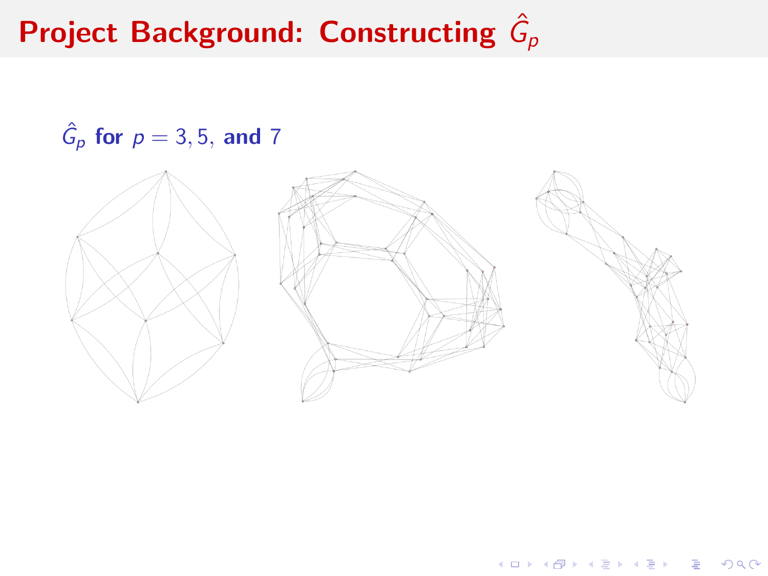# Project Background: Constructing $\hat{G}_p$

**$\hat{G}_p$ for $p = 3, 5,$ and $7$**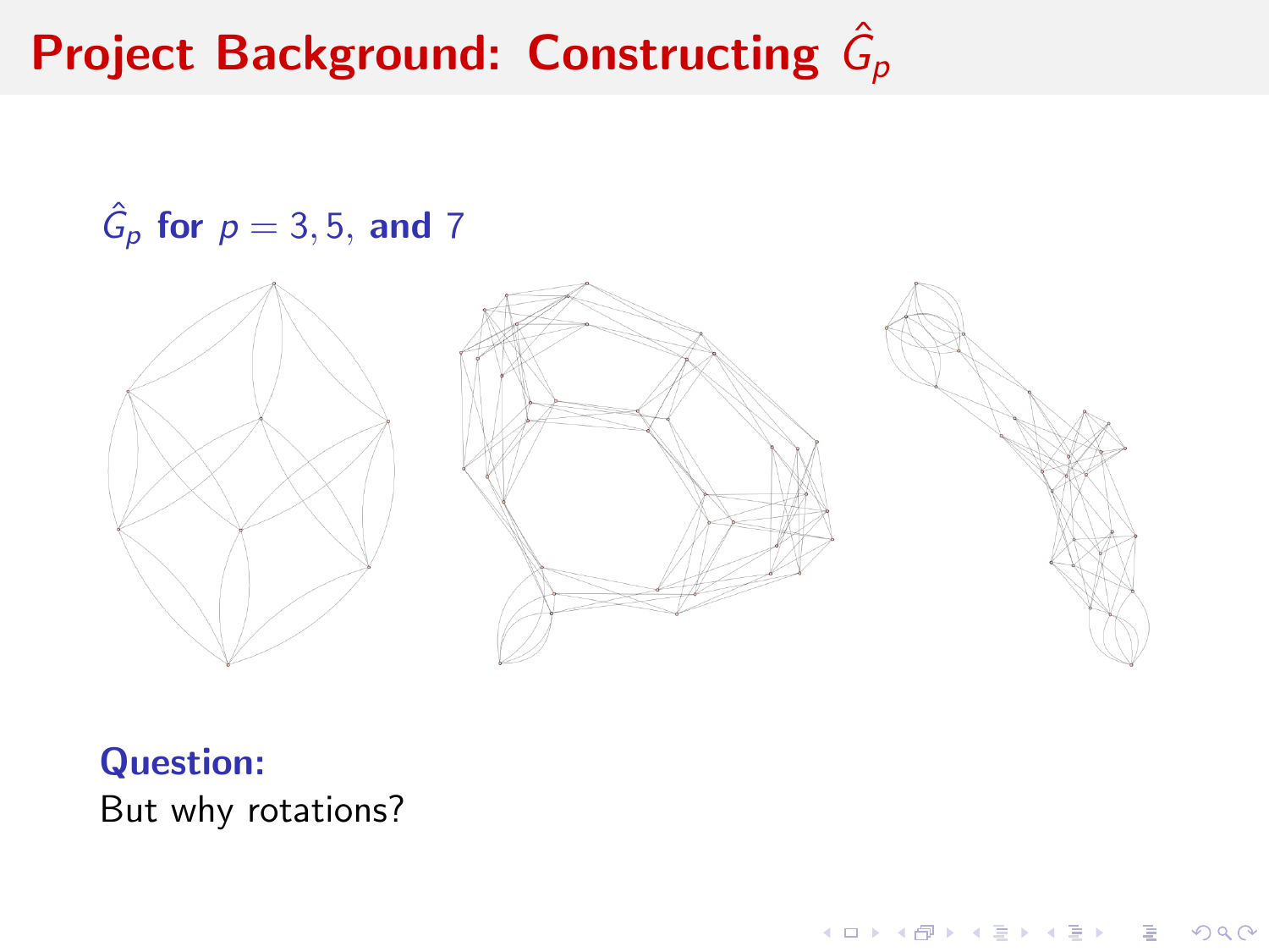# Project Background: Constructing $\hat{G}_p$

**$\hat{G}_p$ for $p = 3, 5,$ and $7$**

**Question:**

But why rotations?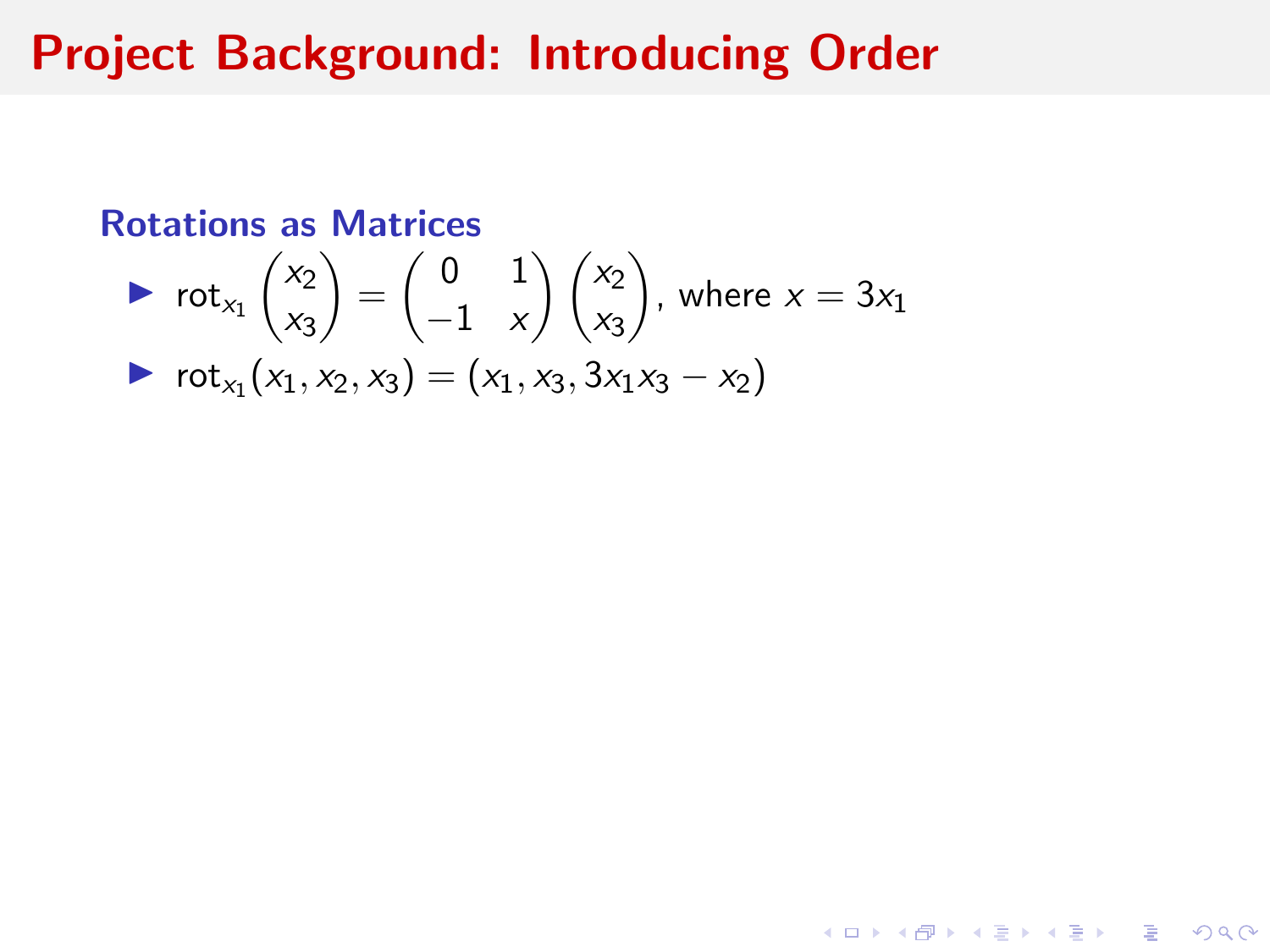# Project Background: Introducing Order

### Rotations as Matrices

- $\text{rot}_{x_1} \begin{pmatrix} x_2 \\ x_3 \end{pmatrix} = \begin{pmatrix} 0 & 1 \\ -1 & x \end{pmatrix} \begin{pmatrix} x_2 \\ x_3 \end{pmatrix}$, where $x = 3x_1$
- $\text{rot}_{x_1}(x_1, x_2, x_3) = (x_1, x_3, 3x_1x_3 - x_2)$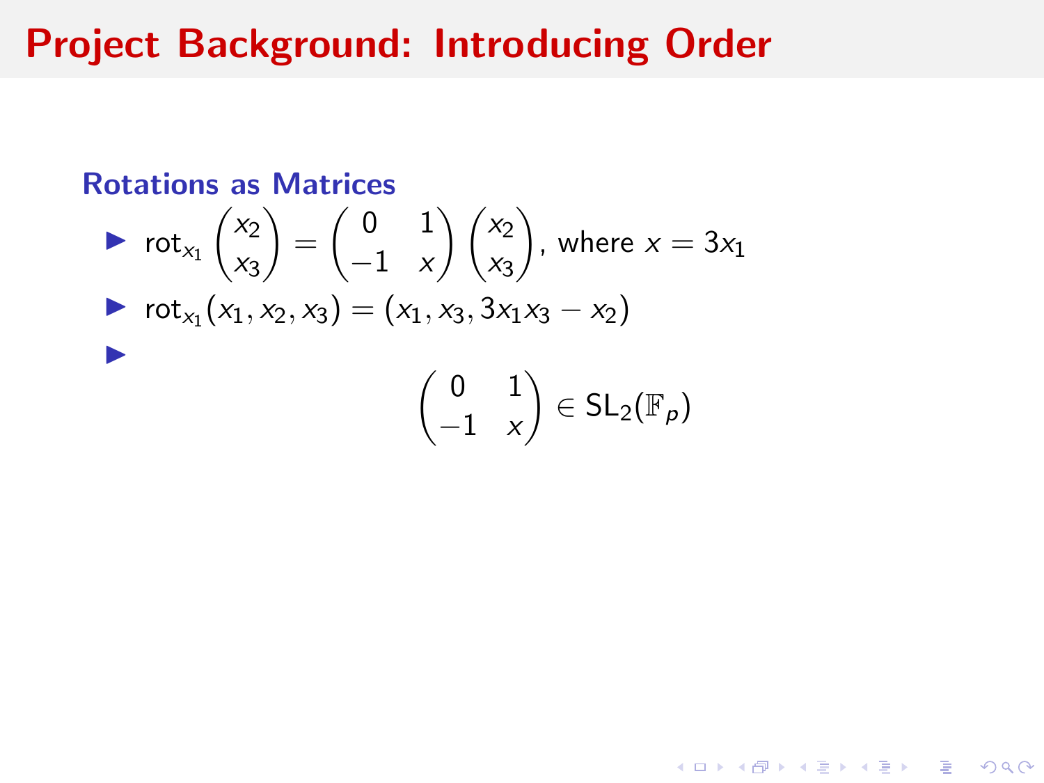# Project Background: Introducing Order

### Rotations as Matrices

- $\text{rot}_{x_1} \begin{pmatrix} x_2 \\ x_3 \end{pmatrix} = \begin{pmatrix} 0 & 1 \\ -1 & x \end{pmatrix} \begin{pmatrix} x_2 \\ x_3 \end{pmatrix}$, where $x = 3x_1$
- $\text{rot}_{x_1}(x_1, x_2, x_3) = (x_1, x_3, 3x_1x_3 - x_2)$
- $$\begin{pmatrix} 0 & 1 \\ -1 & x \end{pmatrix} \in \text{SL}_2(\mathbb{F}_p)$$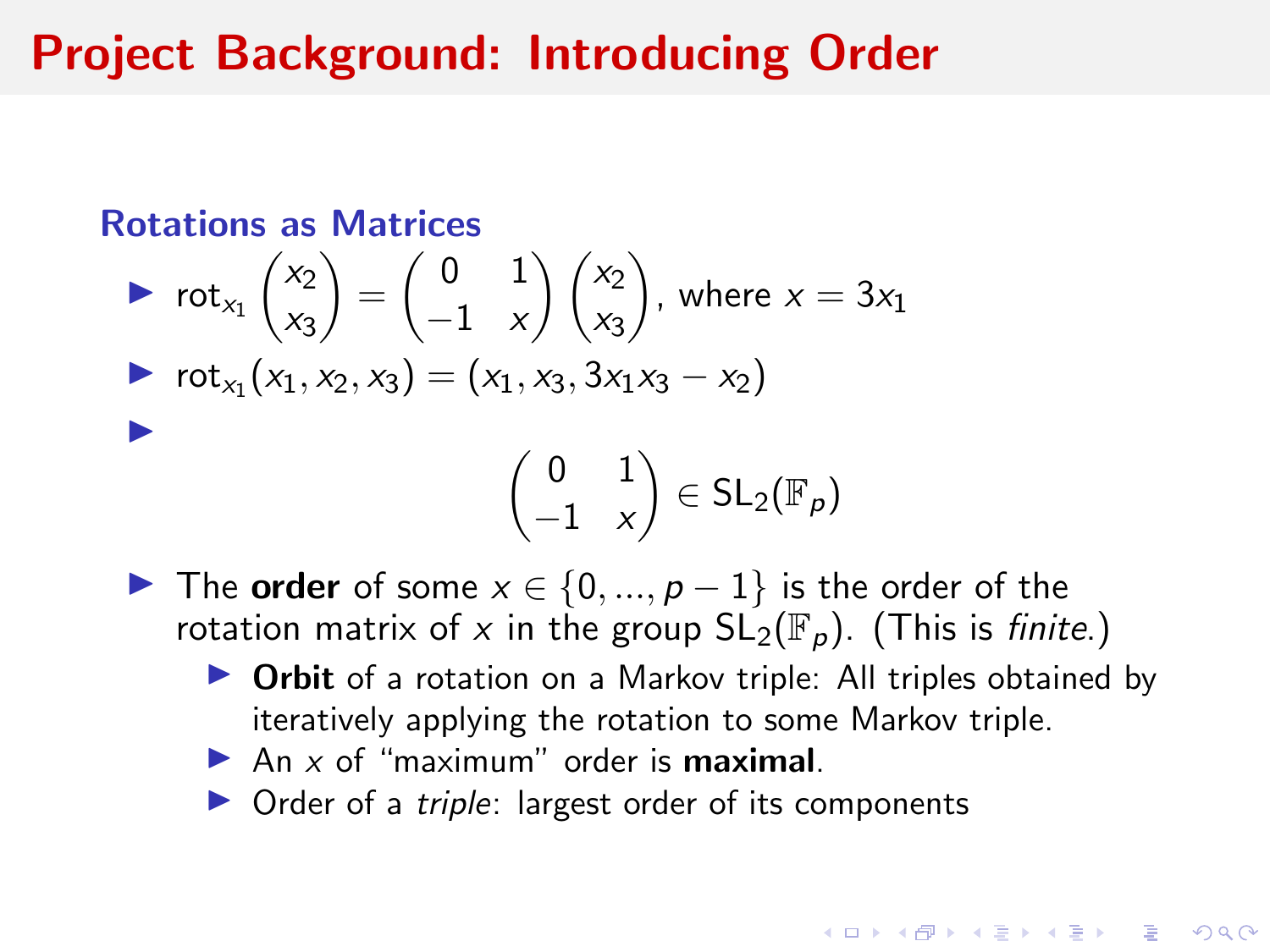# Project Background: Introducing Order

### Rotations as Matrices

- $\text{rot}_{x_1}\begin{pmatrix} x_2 \\ x_3 \end{pmatrix} = \begin{pmatrix} 0 & 1 \\ -1 & x \end{pmatrix}\begin{pmatrix} x_2 \\ x_3 \end{pmatrix}$, where $x = 3x_1$
- $\text{rot}_{x_1}(x_1, x_2, x_3) = (x_1, x_3, 3x_1x_3 - x_2)$
- $$\begin{pmatrix} 0 & 1 \\ -1 & x \end{pmatrix} \in \text{SL}_2(\mathbb{F}_p)$$
- The **order** of some $x \in \{0, ..., p-1\}$ is the order of the rotation matrix of $x$ in the group $\text{SL}_2(\mathbb{F}_p)$. (This is *finite*.)
  - **Orbit** of a rotation on a Markov triple: All triples obtained by iteratively applying the rotation to some Markov triple.
  - An $x$ of "maximum" order is **maximal**.
  - Order of a *triple*: largest order of its components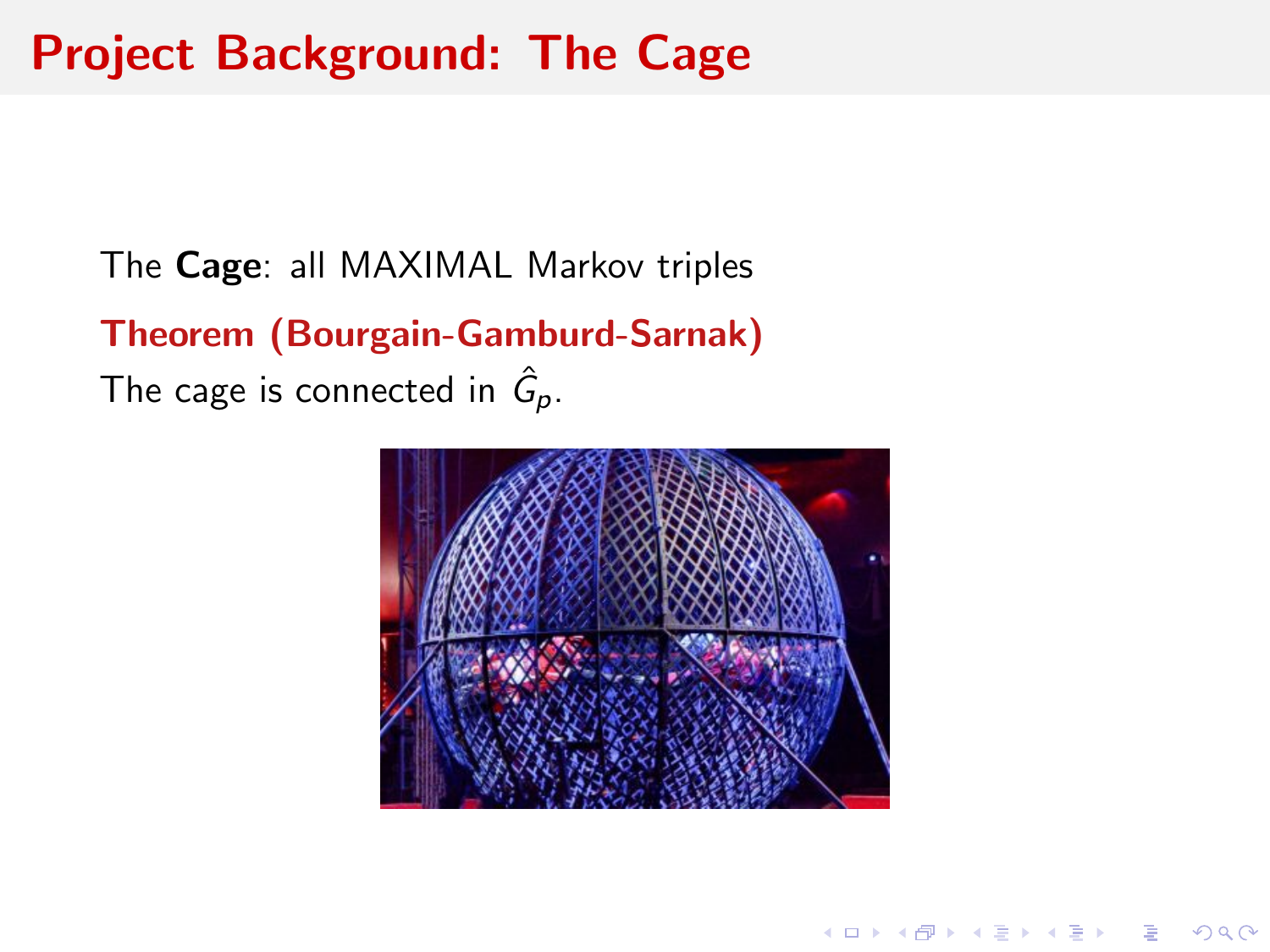# Project Background: The Cage

The **Cage**: all MAXIMAL Markov triples

**Theorem (Bourgain-Gamburd-Sarnak)**

The cage is connected in $\hat{G}_p$.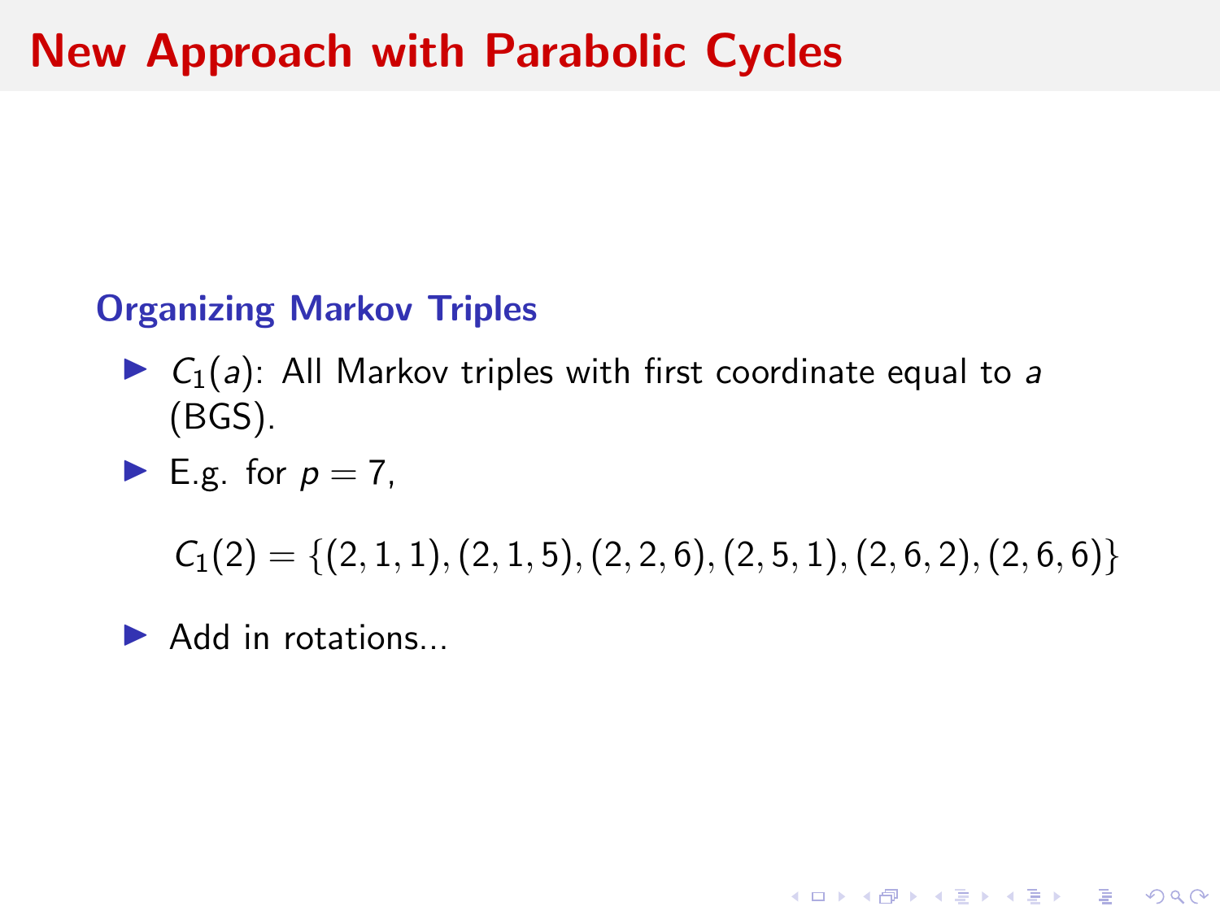# New Approach with Parabolic Cycles

### Organizing Markov Triples

- $C_1(a)$: All Markov triples with first coordinate equal to $a$ (BGS).
- E.g. for $p = 7$,

$$C_1(2) = \{(2,1,1),(2,1,5),(2,2,6),(2,5,1),(2,6,2),(2,6,6)\}$$

- Add in rotations...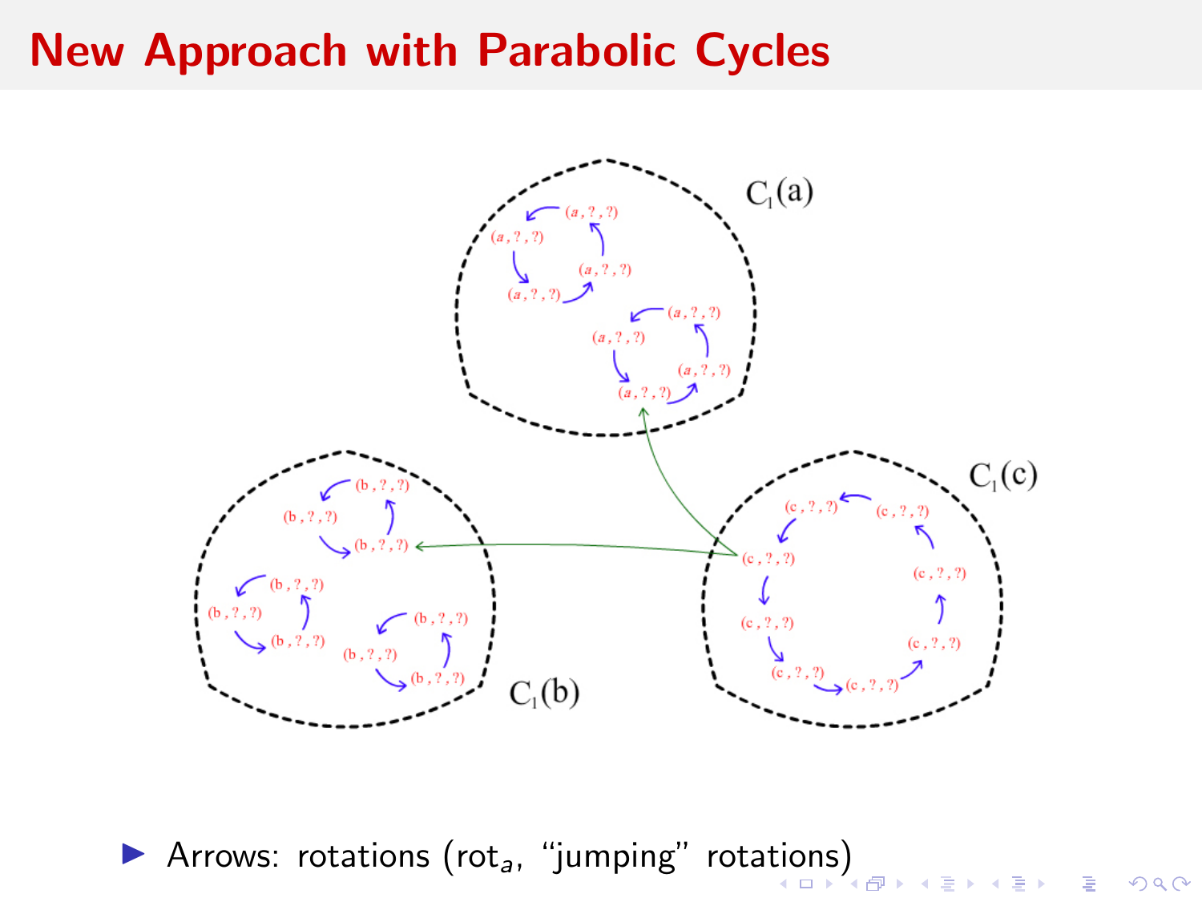# New Approach with Parabolic Cycles

- Arrows: rotations ($\text{rot}_a$, "jumping" rotations)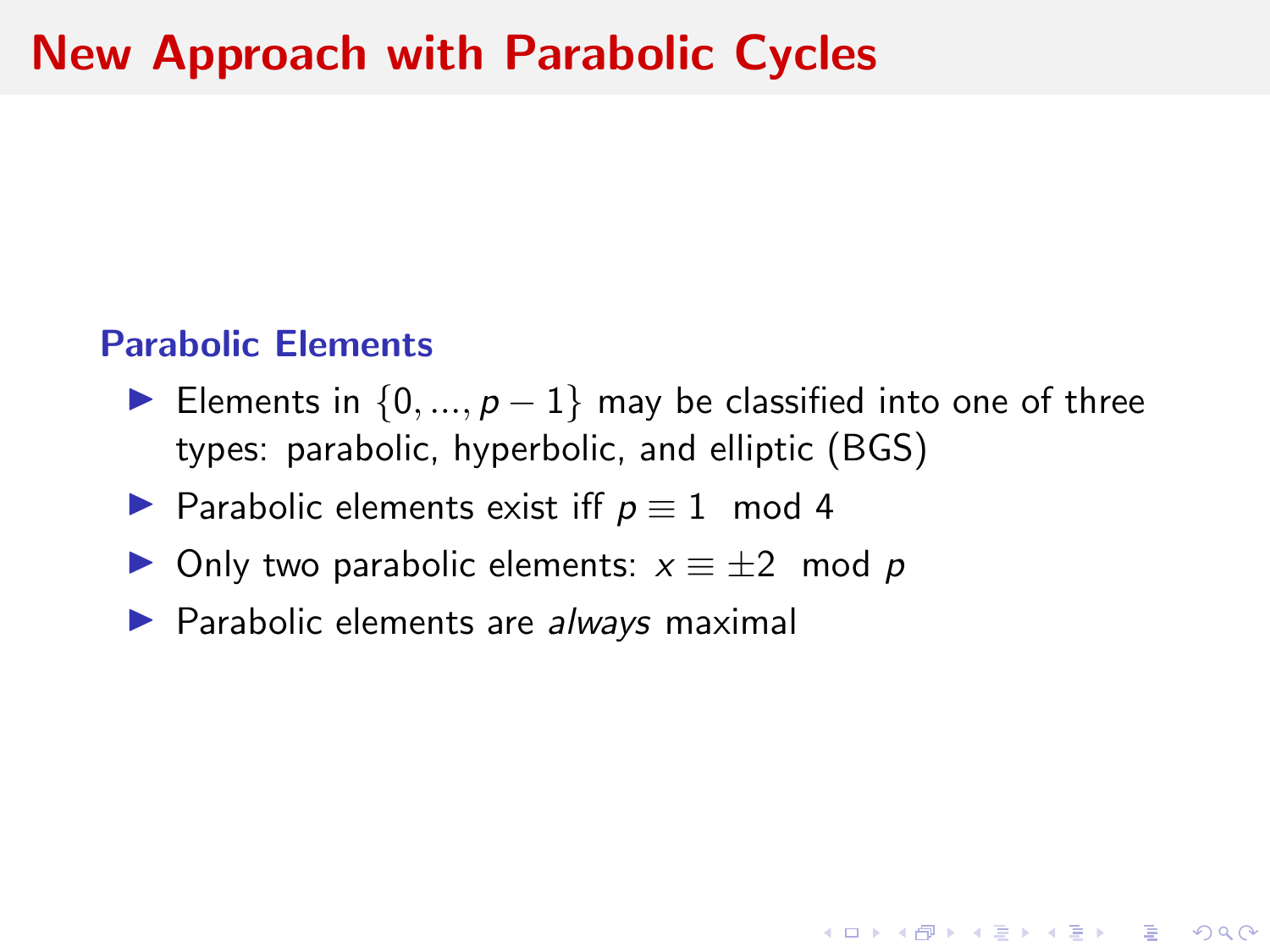# New Approach with Parabolic Cycles

### Parabolic Elements

- Elements in $\{0, ..., p-1\}$ may be classified into one of three types: parabolic, hyperbolic, and elliptic (BGS)
- Parabolic elements exist iff $p \equiv 1 \mod 4$
- Only two parabolic elements: $x \equiv \pm 2 \mod p$
- Parabolic elements are *always* maximal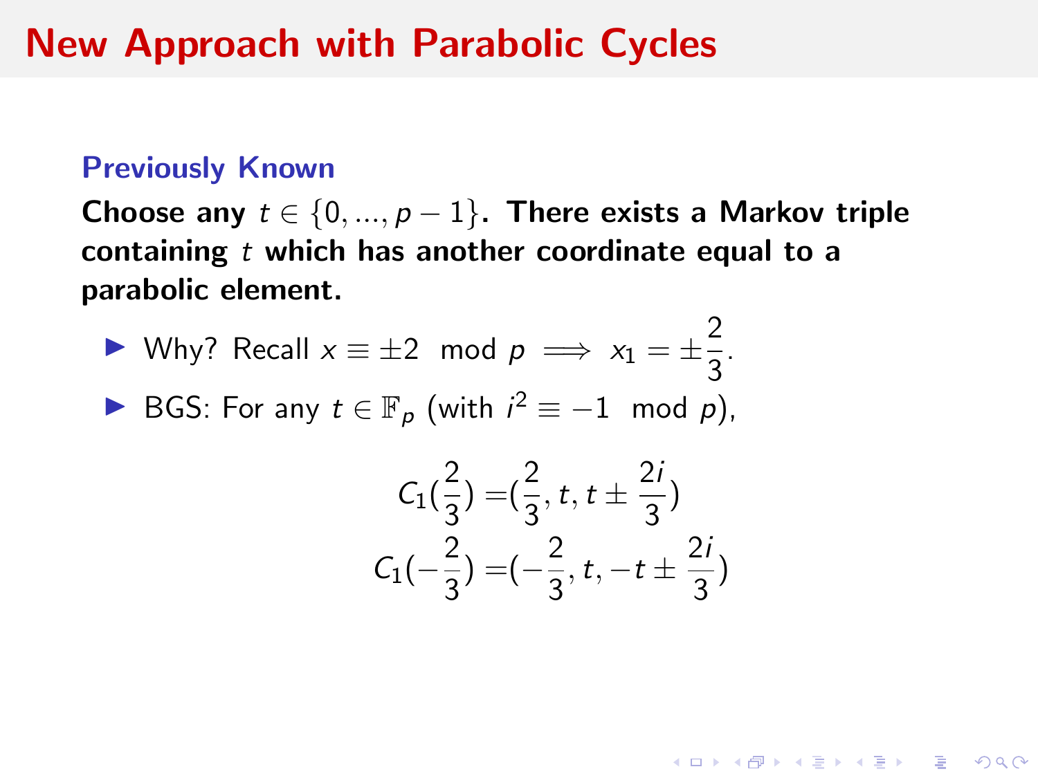# New Approach with Parabolic Cycles

### Previously Known

**Choose any $t \in \{0, ..., p-1\}$. There exists a Markov triple containing $t$ which has another coordinate equal to a parabolic element.**

- Why? Recall $x \equiv \pm 2 \mod p \implies x_1 = \pm\frac{2}{3}$.
- BGS: For any $t \in \mathbb{F}_p$ (with $i^2 \equiv -1 \mod p$),

$$
\begin{aligned}
C_1(\tfrac{2}{3}) &= (\tfrac{2}{3}, t, t \pm \tfrac{2i}{3}) \\
C_1(-\tfrac{2}{3}) &= (-\tfrac{2}{3}, t, -t \pm \tfrac{2i}{3})
\end{aligned}
$$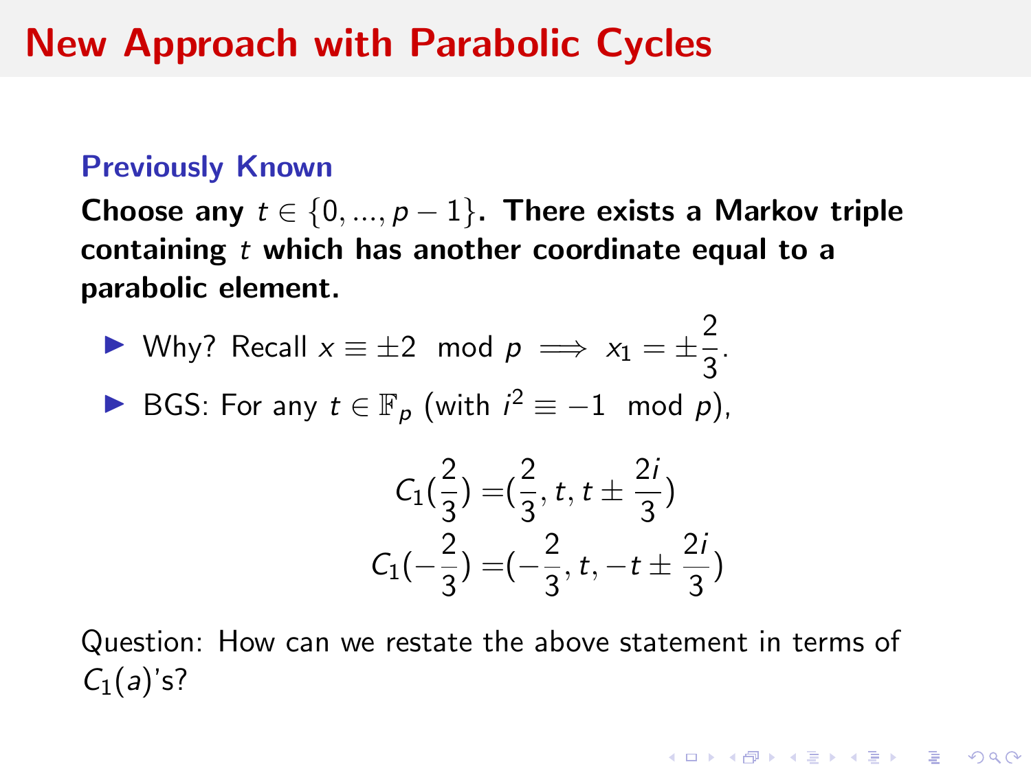# New Approach with Parabolic Cycles

### Previously Known

**Choose any $t \in \{0, ..., p-1\}$. There exists a Markov triple containing $t$ which has another coordinate equal to a parabolic element.**

- Why? Recall $x \equiv \pm 2 \mod p \implies x_1 = \pm\frac{2}{3}$.
- BGS: For any $t \in \mathbb{F}_p$ (with $i^2 \equiv -1 \mod p$),

$$
\begin{aligned}
C_1(\frac{2}{3}) =& (\frac{2}{3}, t, t \pm \frac{2i}{3}) \\
C_1(-\frac{2}{3}) =& (-\frac{2}{3}, t, -t \pm \frac{2i}{3})
\end{aligned}
$$

Question: How can we restate the above statement in terms of $C_1(a)$'s?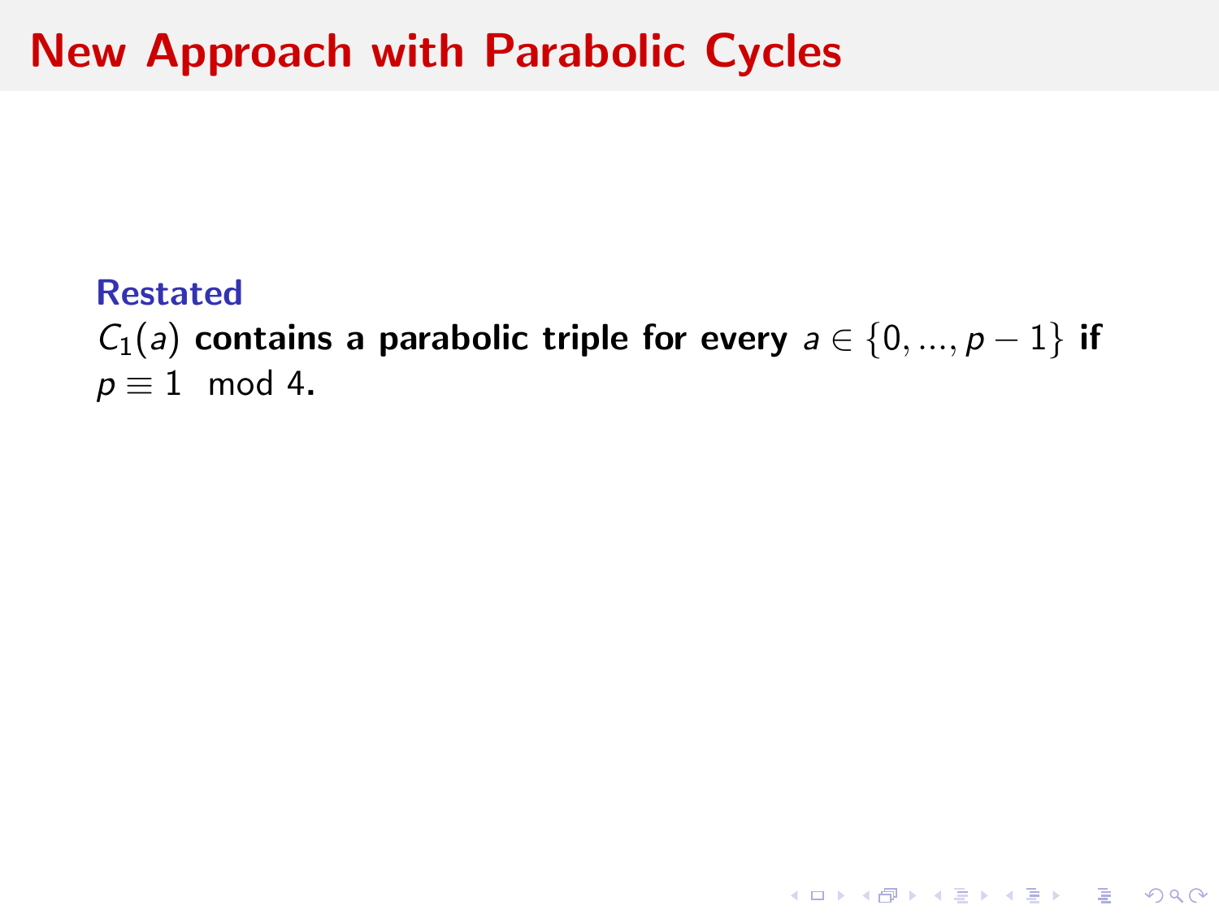# New Approach with Parabolic Cycles

**Restated**

$C_1(a)$ **contains a parabolic triple for every** $a \in \{0, ..., p-1\}$ **if** $p \equiv 1 \mod 4$**.**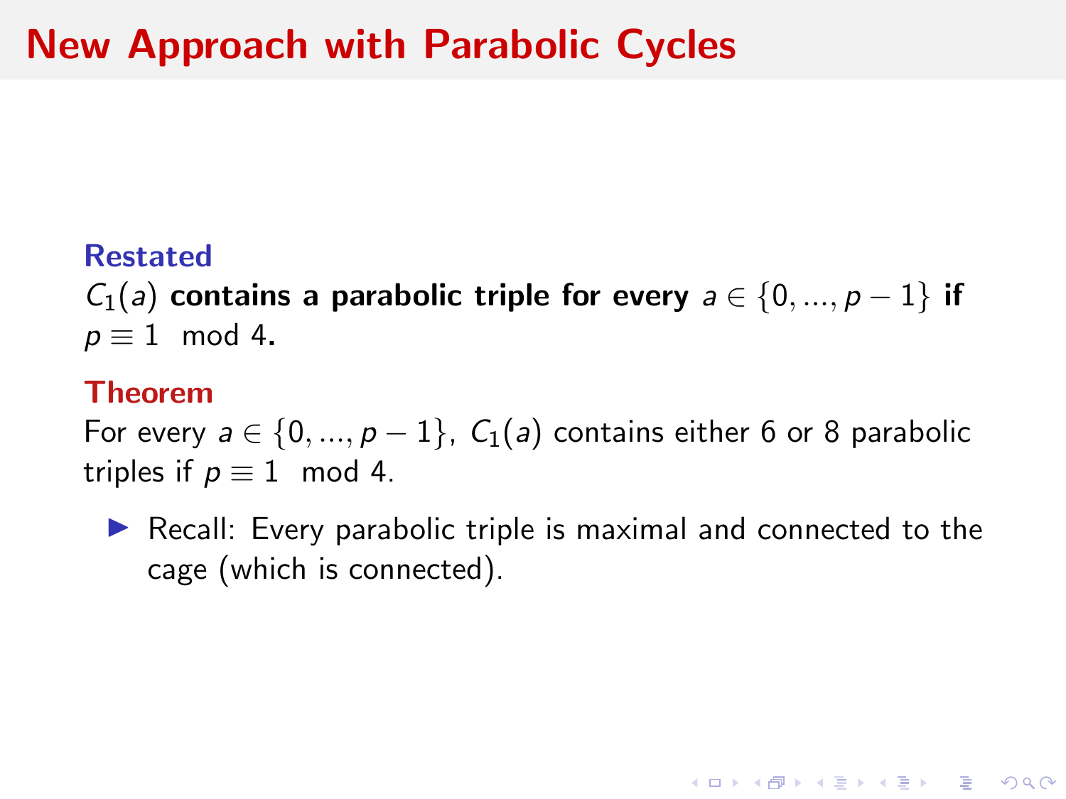# New Approach with Parabolic Cycles

**Restated**

**$C_1(a)$ contains a parabolic triple for every $a \in \{0, ..., p-1\}$ if $p \equiv 1 \mod 4$.**

**Theorem**

For every $a \in \{0, ..., p-1\}$, $C_1(a)$ contains either 6 or 8 parabolic triples if $p \equiv 1 \mod 4$.

- Recall: Every parabolic triple is maximal and connected to the cage (which is connected).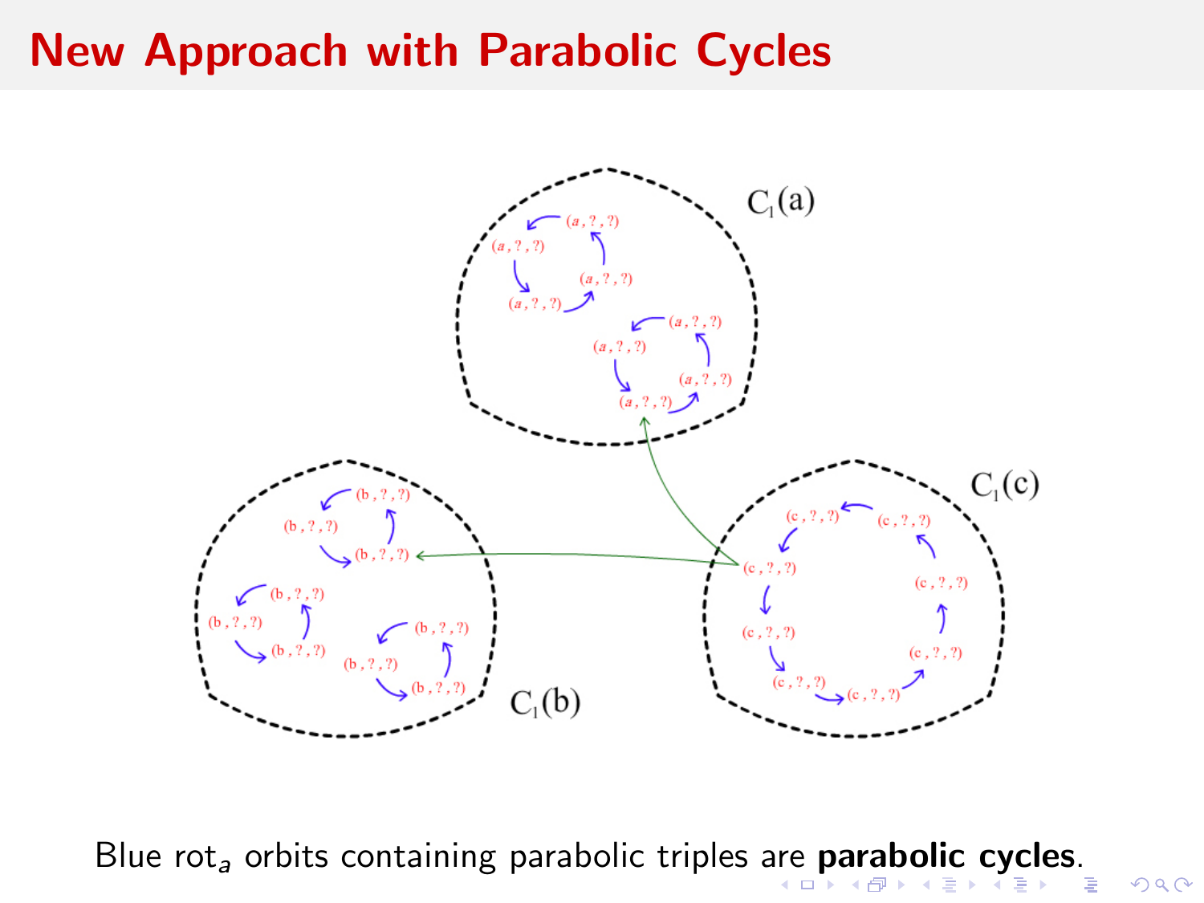# New Approach with Parabolic Cycles

Blue $\text{rot}_a$ orbits containing parabolic triples are **parabolic cycles**.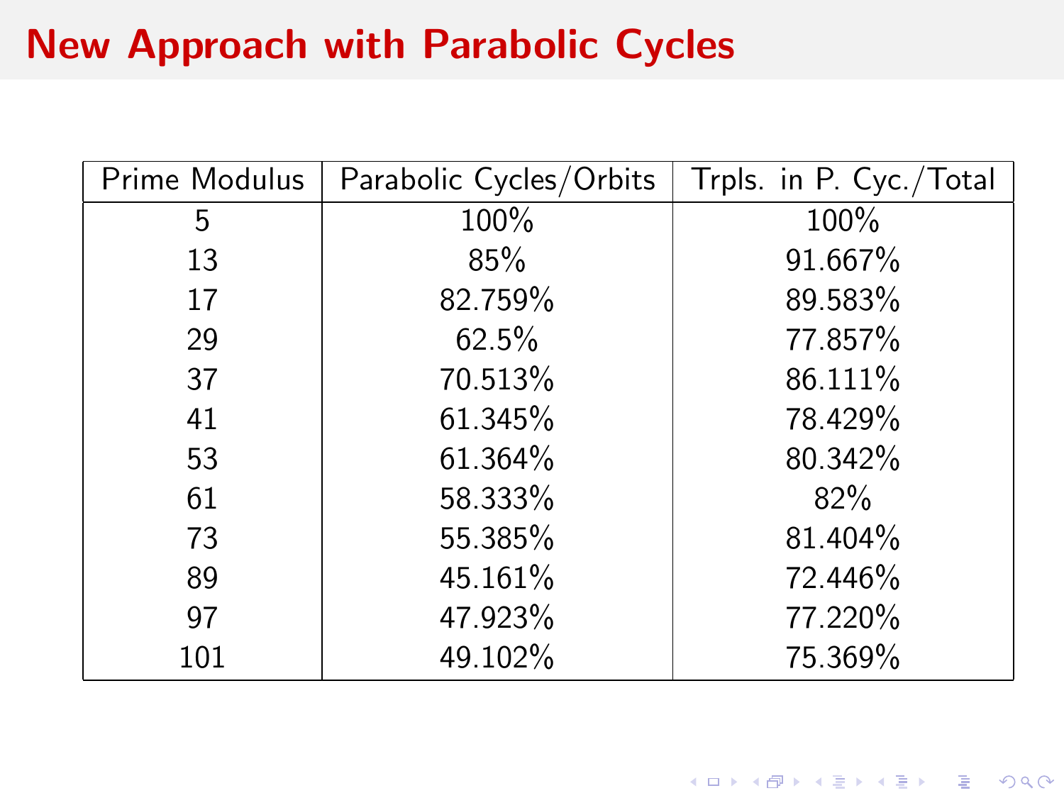# New Approach with Parabolic Cycles

| Prime Modulus | Parabolic Cycles/Orbits | Trpls. in P. Cyc./Total |
|---|---|---|
| 5 | 100% | 100% |
| 13 | 85% | 91.667% |
| 17 | 82.759% | 89.583% |
| 29 | 62.5% | 77.857% |
| 37 | 70.513% | 86.111% |
| 41 | 61.345% | 78.429% |
| 53 | 61.364% | 80.342% |
| 61 | 58.333% | 82% |
| 73 | 55.385% | 81.404% |
| 89 | 45.161% | 72.446% |
| 97 | 47.923% | 77.220% |
| 101 | 49.102% | 75.369% |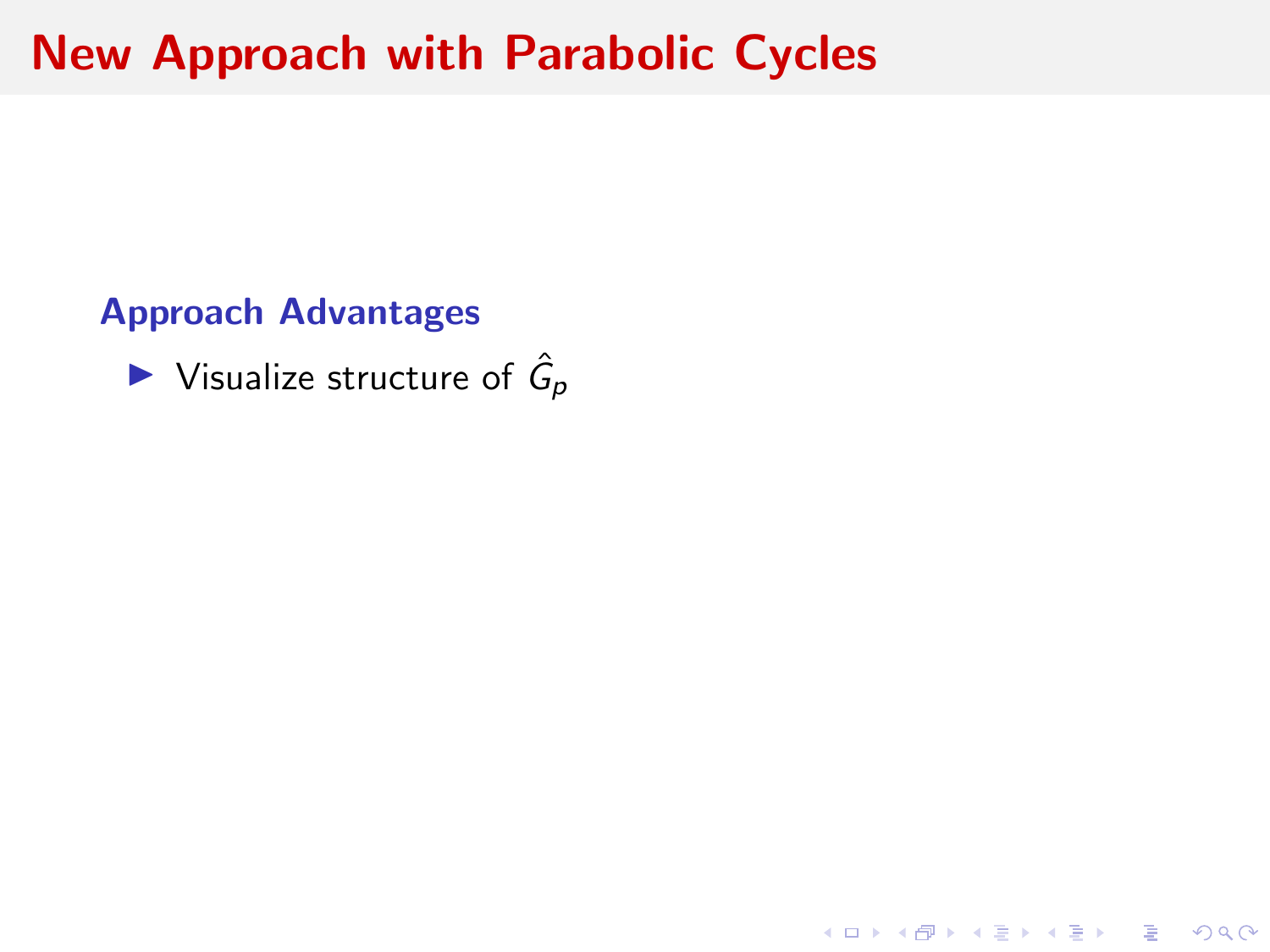# New Approach with Parabolic Cycles

### Approach Advantages

- Visualize structure of $\hat{G}_p$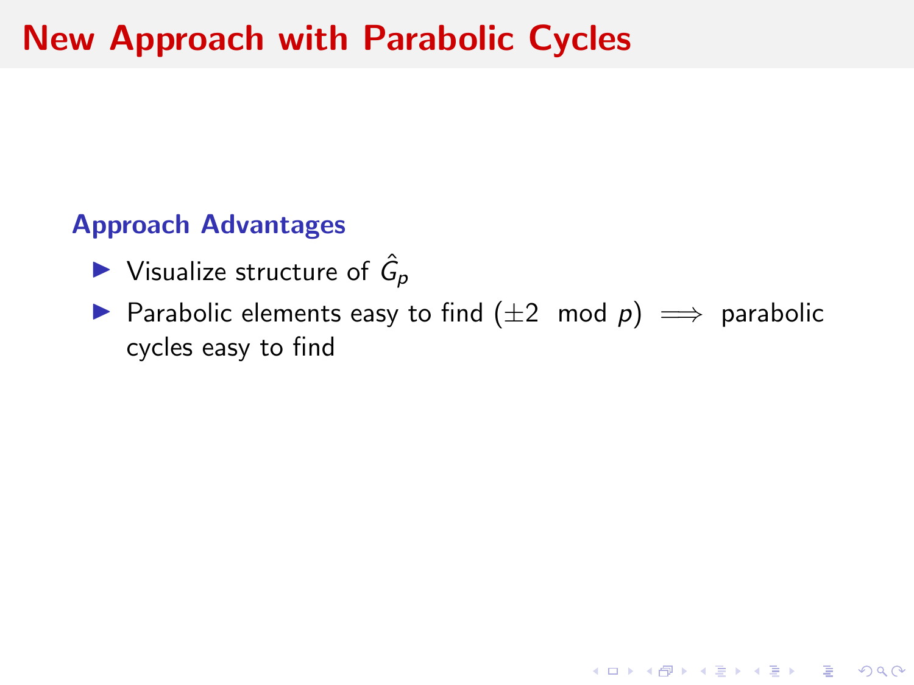# New Approach with Parabolic Cycles

### Approach Advantages

- Visualize structure of $\hat{G}_p$
- Parabolic elements easy to find ($\pm 2 \mod p$) $\implies$ parabolic cycles easy to find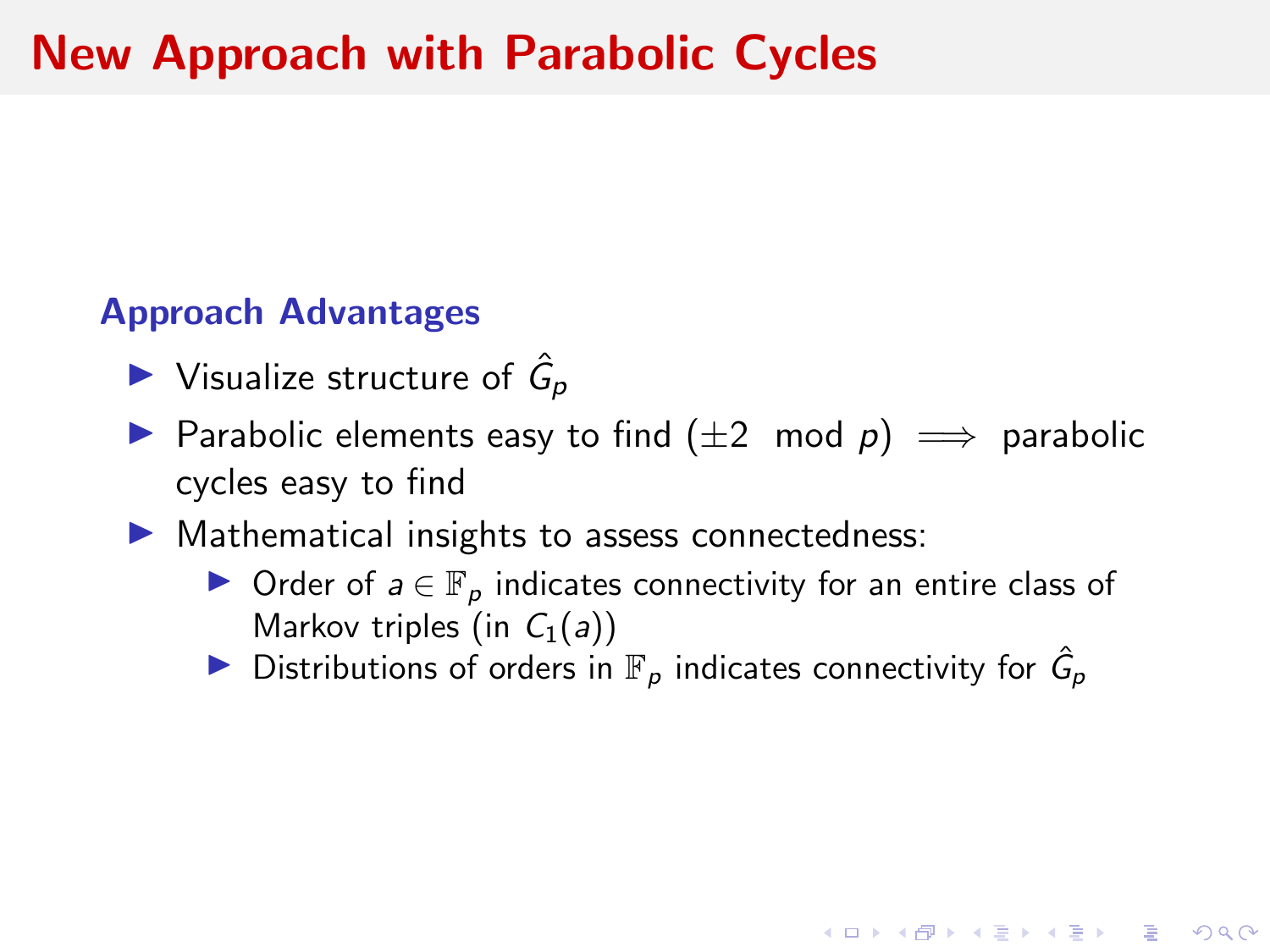# New Approach with Parabolic Cycles

### Approach Advantages

- Visualize structure of $\hat{G}_p$
- Parabolic elements easy to find ($\pm 2 \mod p$) $\implies$ parabolic cycles easy to find
- Mathematical insights to assess connectedness:
  - Order of $a \in \mathbb{F}_p$ indicates connectivity for an entire class of Markov triples (in $C_1(a)$)
  - Distributions of orders in $\mathbb{F}_p$ indicates connectivity for $\hat{G}_p$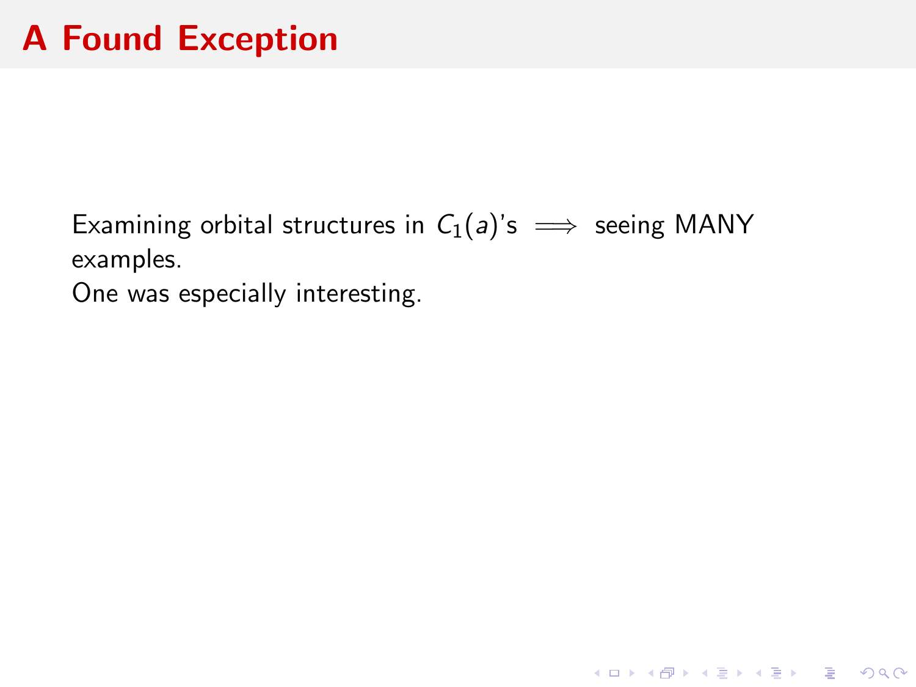# A Found Exception

Examining orbital structures in $C_1(a)$'s $\implies$ seeing MANY examples.
One was especially interesting.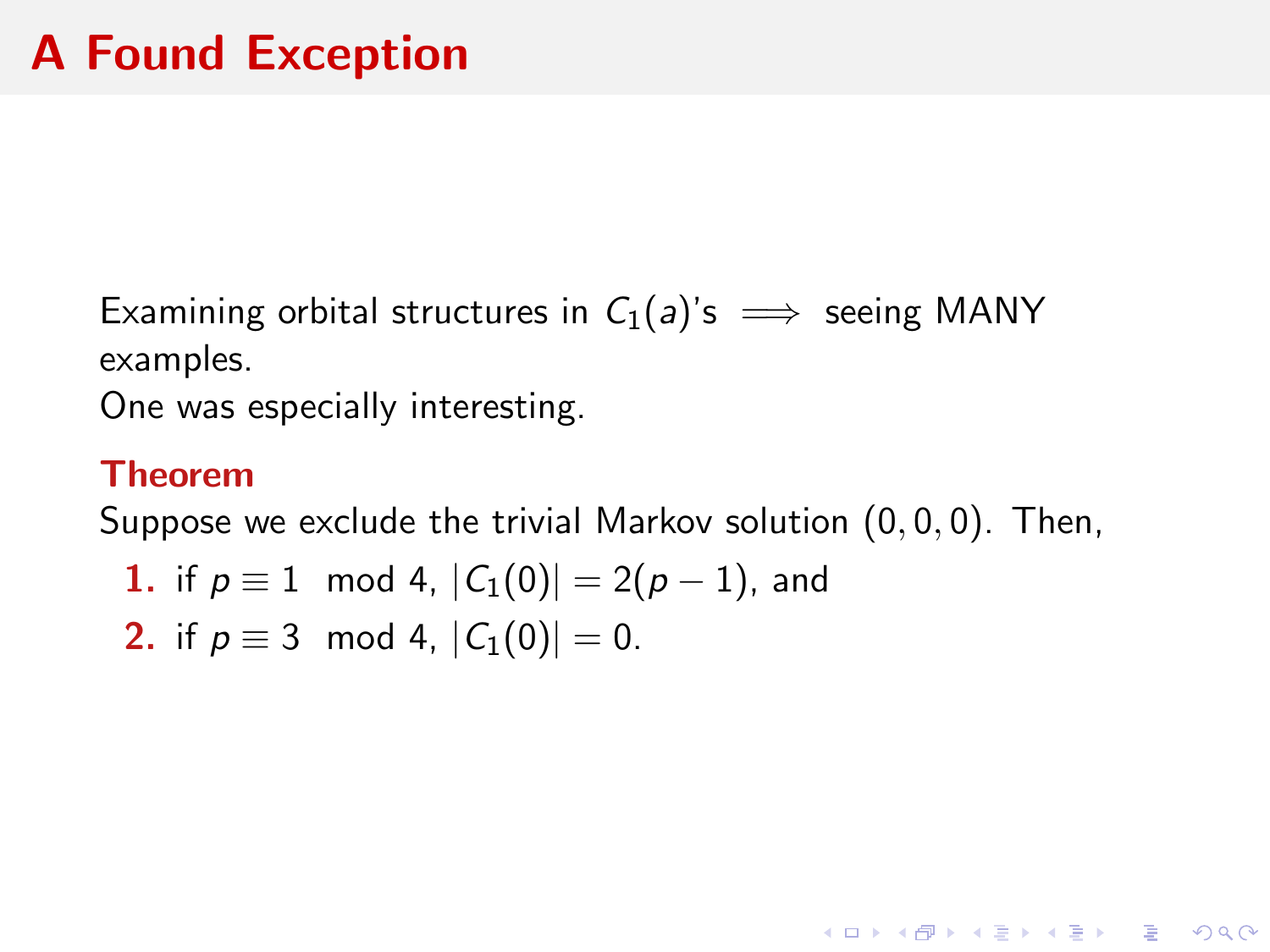# A Found Exception

Examining orbital structures in $C_1(a)$'s $\implies$ seeing MANY examples.

One was especially interesting.

**Theorem**

Suppose we exclude the trivial Markov solution $(0, 0, 0)$. Then,

1. if $p \equiv 1 \mod 4$, $|C_1(0)| = 2(p-1)$, and
2. if $p \equiv 3 \mod 4$, $|C_1(0)| = 0$.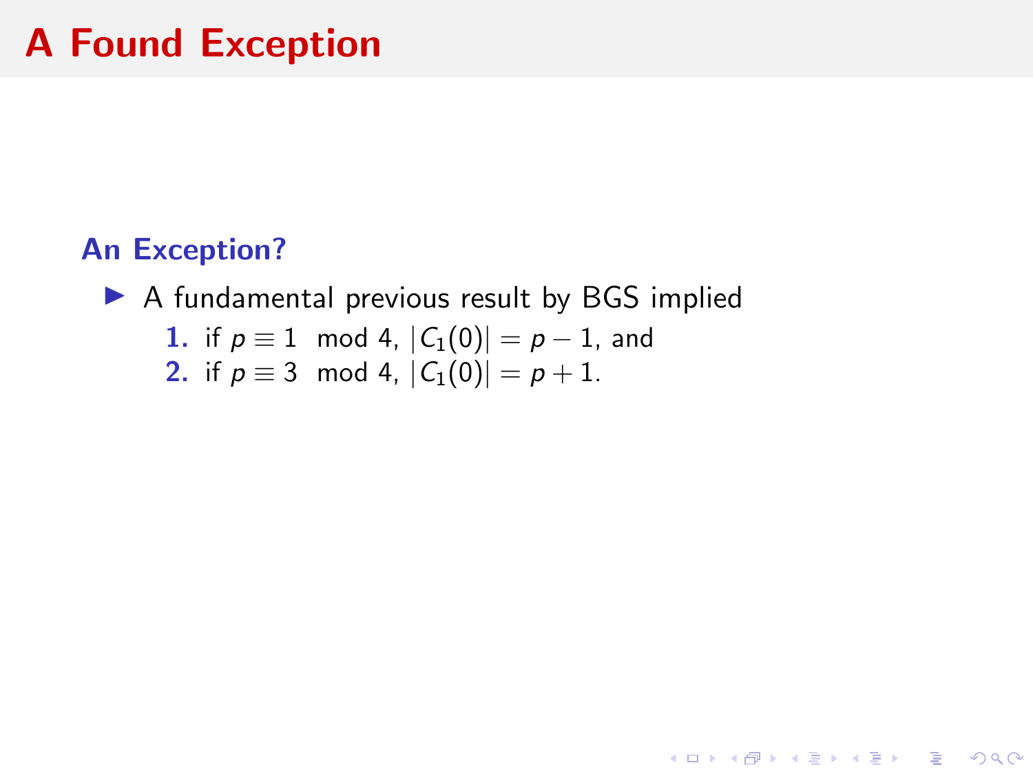# A Found Exception

### An Exception?

- A fundamental previous result by BGS implied
  1. if $p \equiv 1 \mod 4$, $|C_1(0)| = p - 1$, and
  2. if $p \equiv 3 \mod 4$, $|C_1(0)| = p + 1$.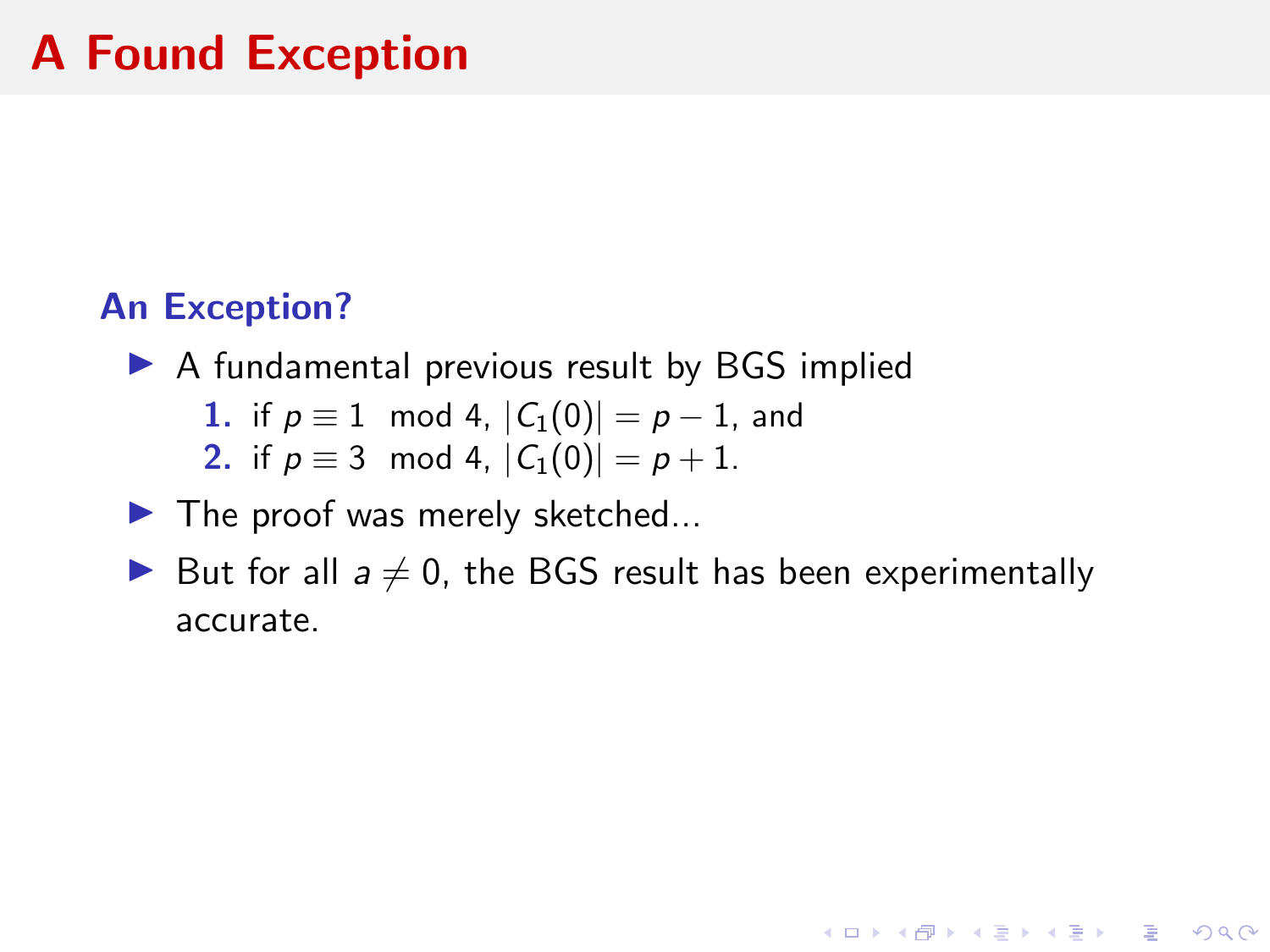# A Found Exception

## An Exception?

- A fundamental previous result by BGS implied
  1. if $p \equiv 1 \mod 4$, $|C_1(0)| = p - 1$, and
  2. if $p \equiv 3 \mod 4$, $|C_1(0)| = p + 1$.
- The proof was merely sketched...
- But for all $a \neq 0$, the BGS result has been experimentally accurate.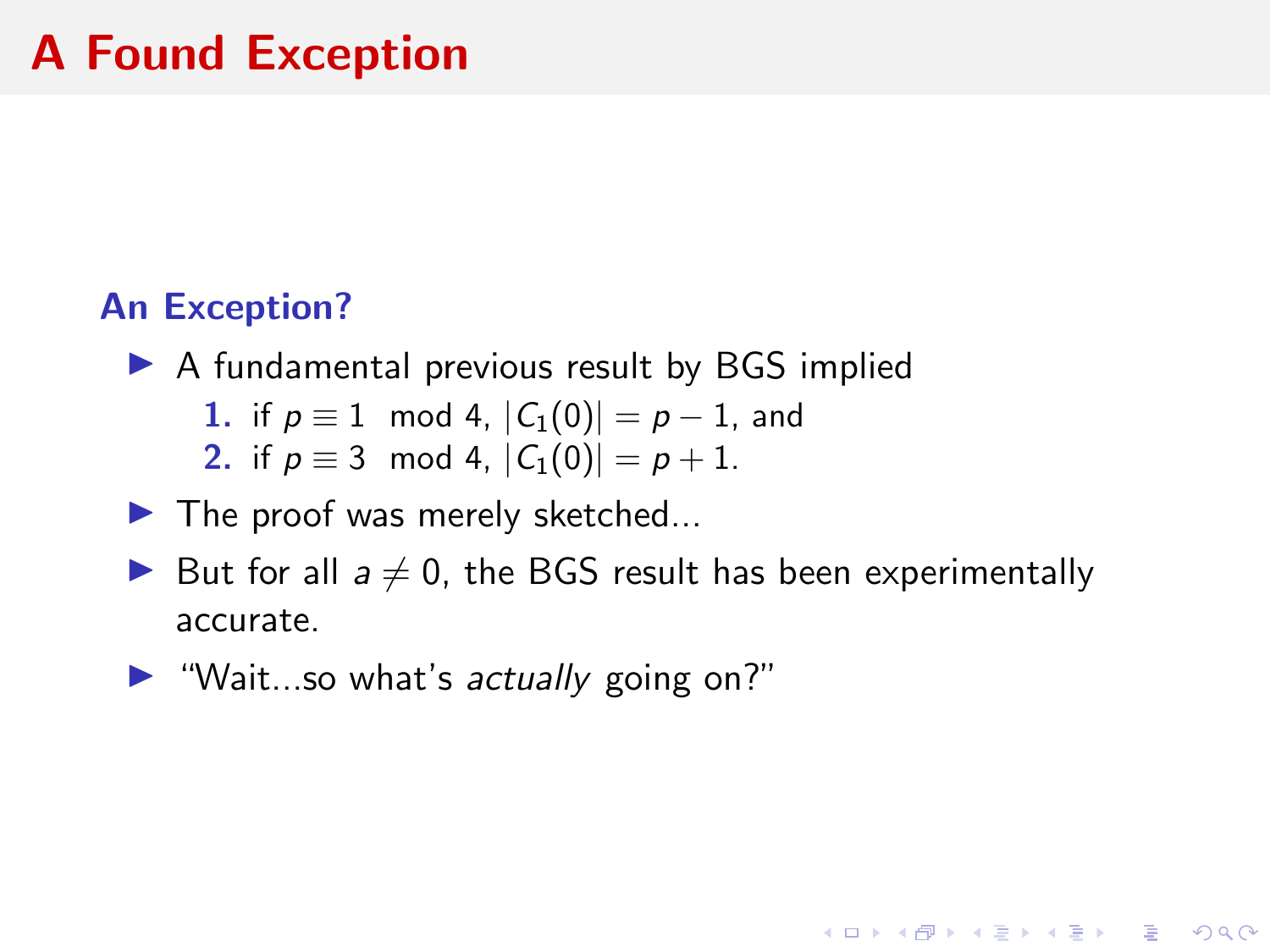# A Found Exception

### An Exception?

- A fundamental previous result by BGS implied
  1. if $p \equiv 1 \mod 4$, $|C_1(0)| = p - 1$, and
  2. if $p \equiv 3 \mod 4$, $|C_1(0)| = p + 1$.
- The proof was merely sketched...
- But for all $a \neq 0$, the BGS result has been experimentally accurate.
- "Wait...so what's *actually* going on?"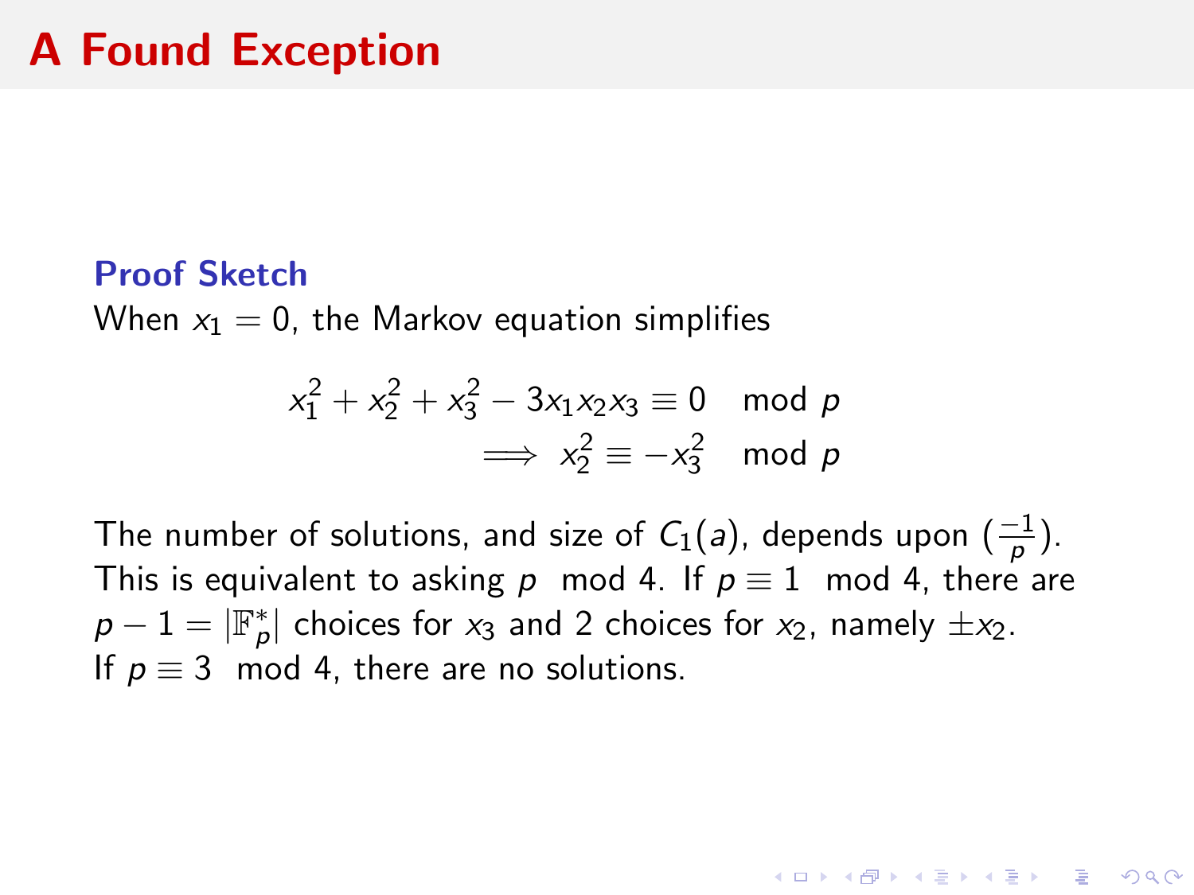# A Found Exception

**Proof Sketch**

When $x_1 = 0$, the Markov equation simplifies

$$x_1^2 + x_2^2 + x_3^2 - 3x_1x_2x_3 \equiv 0 \mod p$$
$$\implies x_2^2 \equiv -x_3^2 \mod p$$

The number of solutions, and size of $C_1(a)$, depends upon $(\frac{-1}{p})$. This is equivalent to asking $p \mod 4$. If $p \equiv 1 \mod 4$, there are $p - 1 = |\mathbb{F}_p^*|$ choices for $x_3$ and 2 choices for $x_2$, namely $\pm x_2$. If $p \equiv 3 \mod 4$, there are no solutions.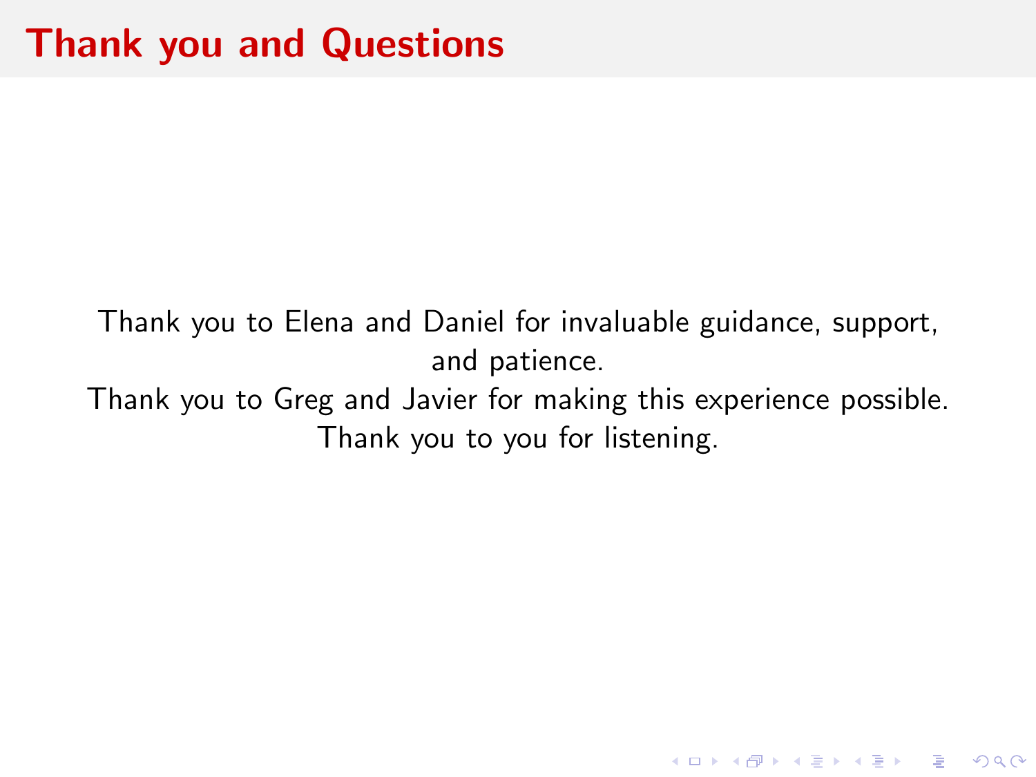# Thank you and Questions

Thank you to Elena and Daniel for invaluable guidance, support, and patience.
Thank you to Greg and Javier for making this experience possible.
Thank you to you for listening.